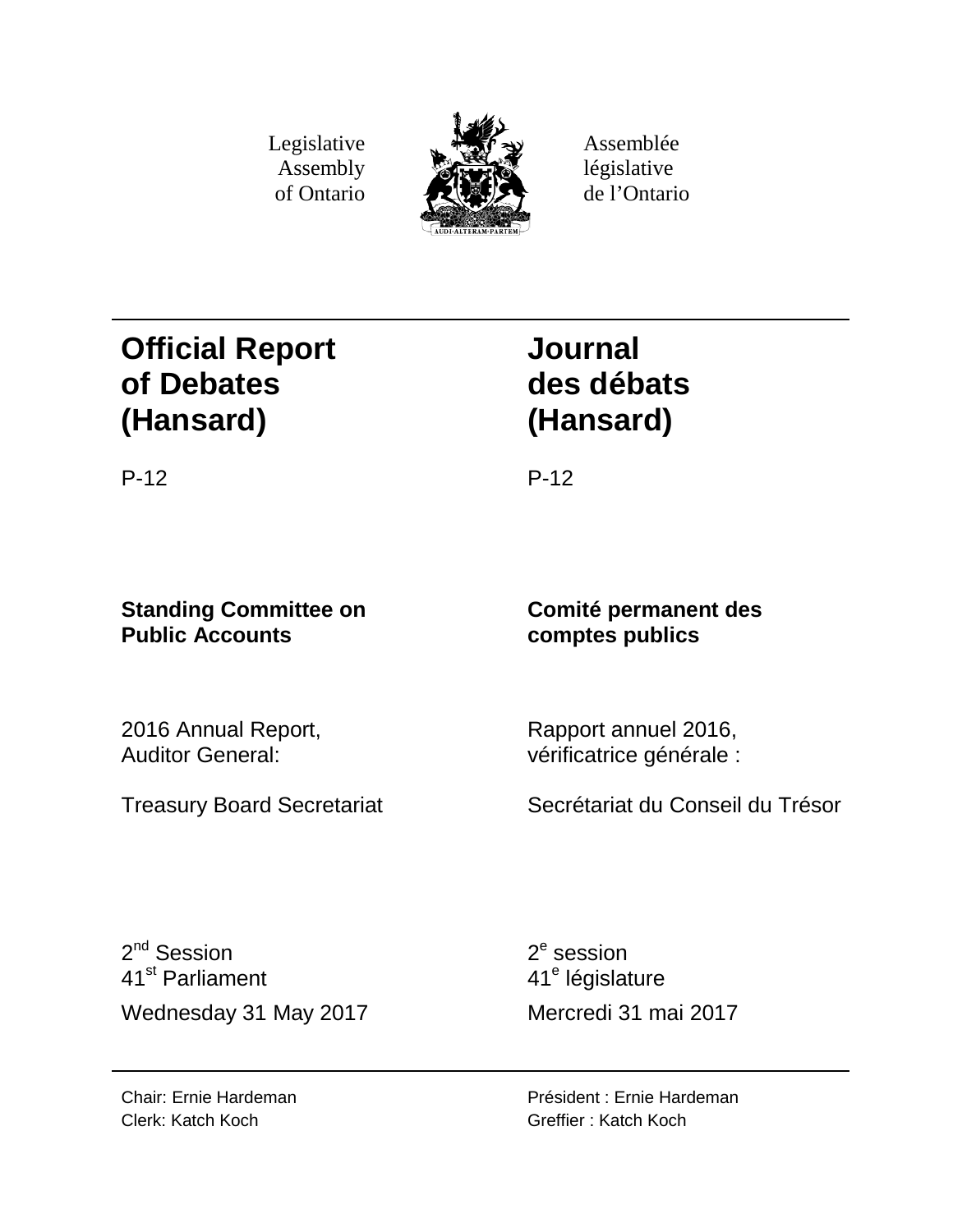Legislative Assembly of Ontario

Assemblée législative de l'Ontario

# Official Report of Debates (Hansard)

# Journal des débats (Hansard)

P-12

P-12

**Standing Committee on Public Accounts**

**Comité permanent des comptes publics**

2016 Annual Report, Auditor General:

Treasury Board Secretariat

Rapport annuel 2016, vérificatrice générale :

Secrétariat du Conseil du Trésor

2nd Session
41st Parliament

Wednesday 31 May 2017

2e session
41e législature

Mercredi 31 mai 2017

Chair: Ernie Hardeman
Clerk: Katch Koch

Président : Ernie Hardeman
Greffier : Katch Koch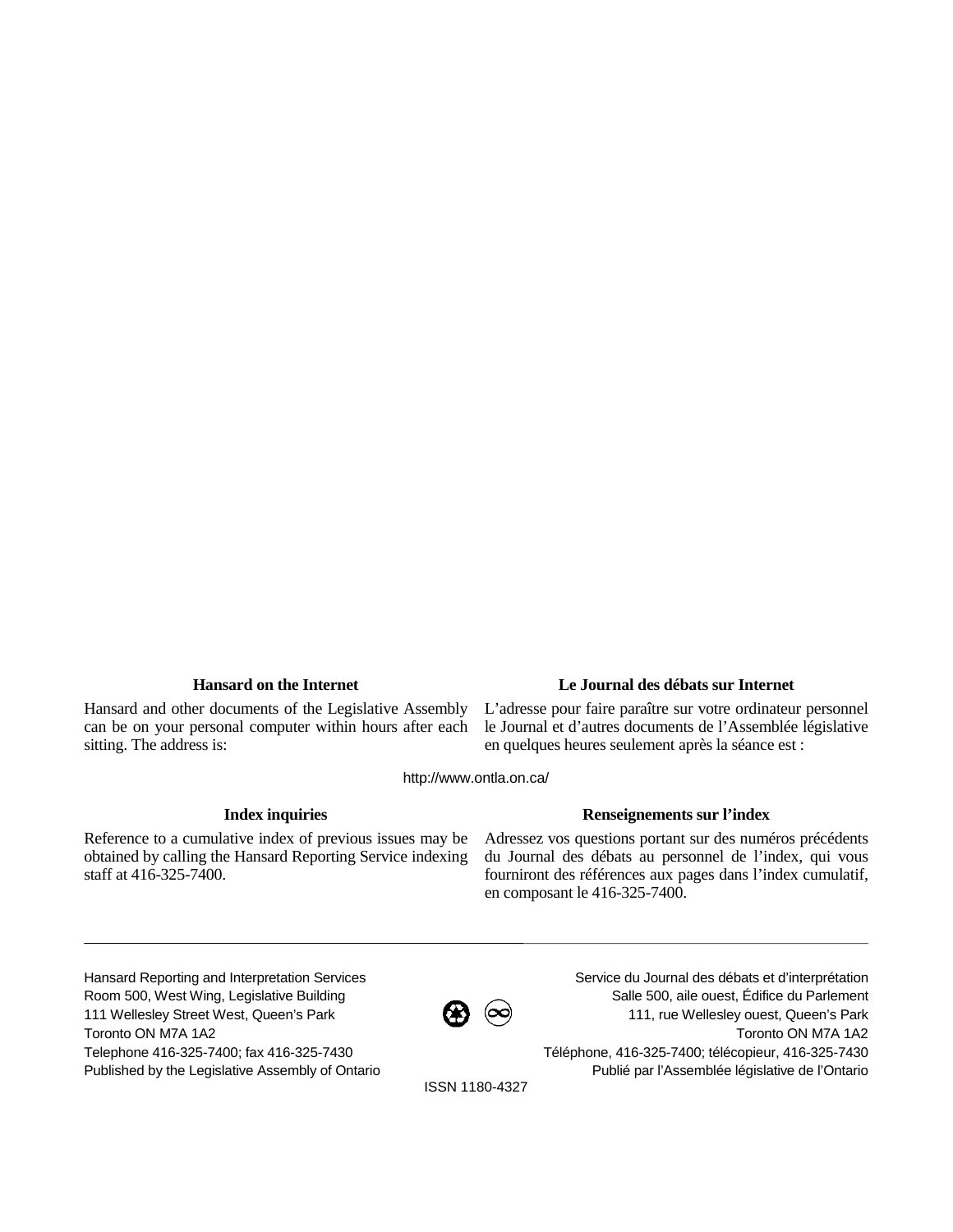**Hansard on the Internet**

Hansard and other documents of the Legislative Assembly can be on your personal computer within hours after each sitting. The address is:

**Le Journal des débats sur Internet**

L'adresse pour faire paraître sur votre ordinateur personnel le Journal et d'autres documents de l'Assemblée législative en quelques heures seulement après la séance est :

http://www.ontla.on.ca/

**Index inquiries**

Reference to a cumulative index of previous issues may be obtained by calling the Hansard Reporting Service indexing staff at 416-325-7400.

**Renseignements sur l'index**

Adressez vos questions portant sur des numéros précédents du Journal des débats au personnel de l'index, qui vous fourniront des références aux pages dans l'index cumulatif, en composant le 416-325-7400.

---

Hansard Reporting and Interpretation Services
Room 500, West Wing, Legislative Building
111 Wellesley Street West, Queen's Park
Toronto ON M7A 1A2
Telephone 416-325-7400; fax 416-325-7430
Published by the Legislative Assembly of Ontario

Service du Journal des débats et d'interprétation
Salle 500, aile ouest, Édifice du Parlement
111, rue Wellesley ouest, Queen's Park
Toronto ON M7A 1A2
Téléphone, 416-325-7400; télécopieur, 416-325-7430
Publié par l'Assemblée législative de l'Ontario

ISSN 1180-4327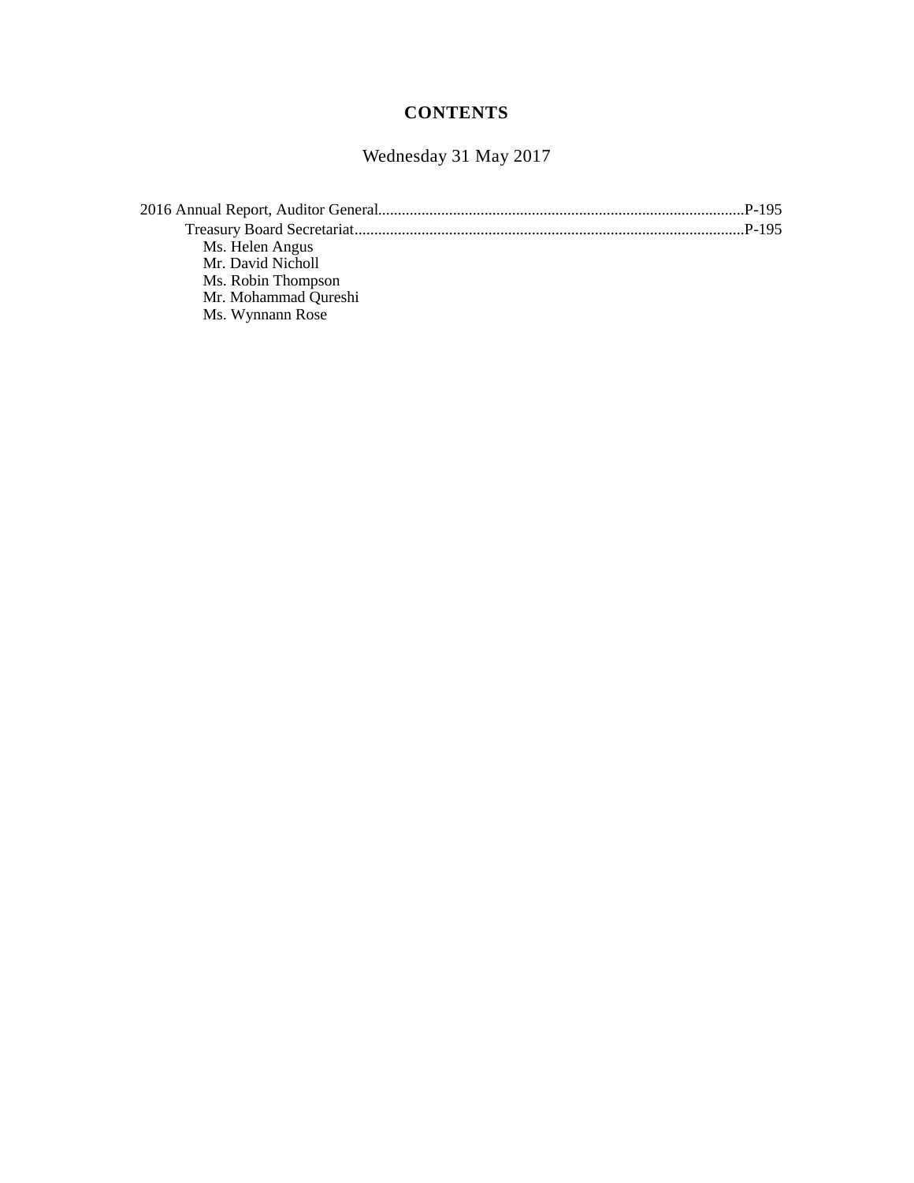# CONTENTS

Wednesday 31 May 2017

2016 Annual Report, Auditor General.....P-195
  Treasury Board Secretariat.....P-195
    Ms. Helen Angus
    Mr. David Nicholl
    Ms. Robin Thompson
    Mr. Mohammad Qureshi
    Ms. Wynnann Rose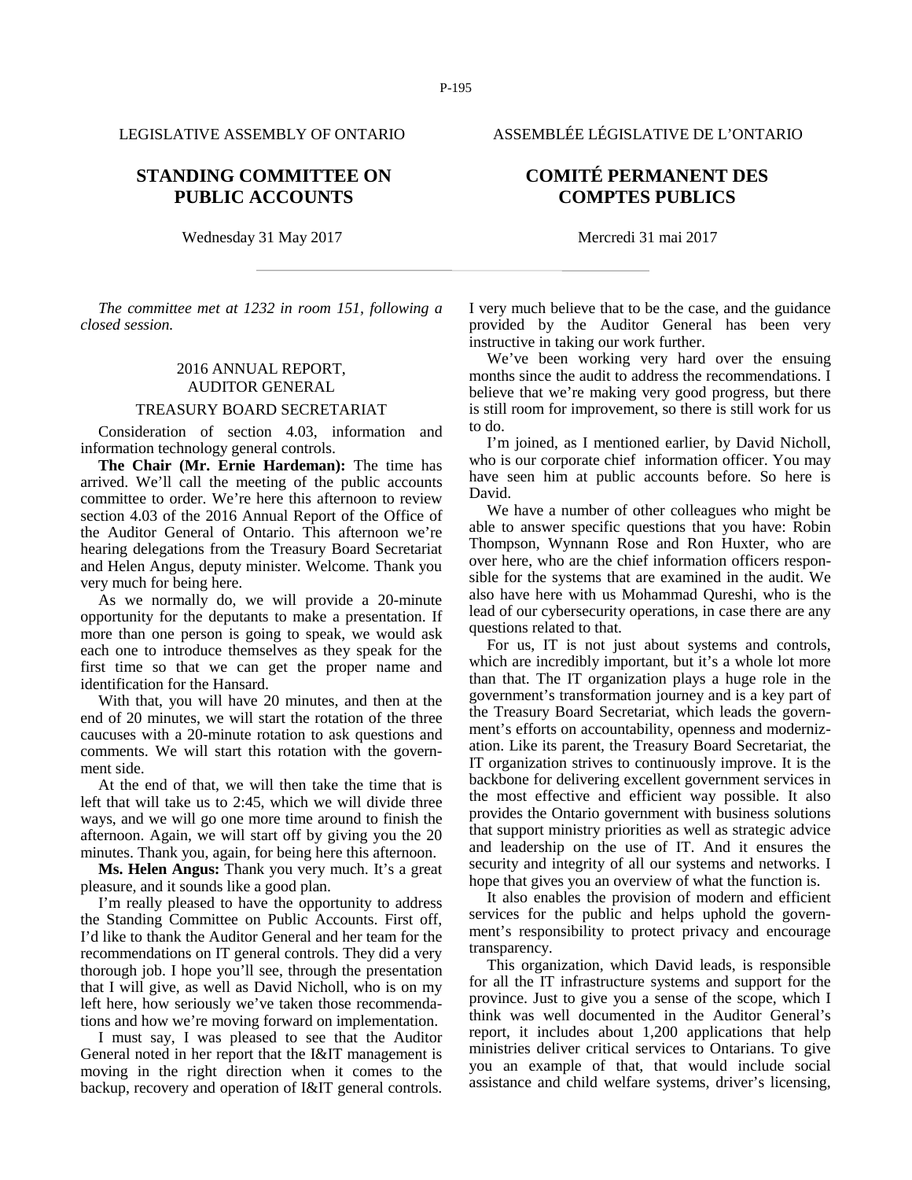LEGISLATIVE ASSEMBLY OF ONTARIO

ASSEMBLÉE LÉGISLATIVE DE L'ONTARIO

# STANDING COMMITTEE ON PUBLIC ACCOUNTS

# COMITÉ PERMANENT DES COMPTES PUBLICS

Wednesday 31 May 2017

Mercredi 31 mai 2017

*The committee met at 1232 in room 151, following a closed session.*

## 2016 ANNUAL REPORT, AUDITOR GENERAL

### TREASURY BOARD SECRETARIAT

Consideration of section 4.03, information and information technology general controls.

**The Chair (Mr. Ernie Hardeman):** The time has arrived. We'll call the meeting of the public accounts committee to order. We're here this afternoon to review section 4.03 of the 2016 Annual Report of the Office of the Auditor General of Ontario. This afternoon we're hearing delegations from the Treasury Board Secretariat and Helen Angus, deputy minister. Welcome. Thank you very much for being here.

As we normally do, we will provide a 20-minute opportunity for the deputants to make a presentation. If more than one person is going to speak, we would ask each one to introduce themselves as they speak for the first time so that we can get the proper name and identification for the Hansard.

With that, you will have 20 minutes, and then at the end of 20 minutes, we will start the rotation of the three caucuses with a 20-minute rotation to ask questions and comments. We will start this rotation with the government side.

At the end of that, we will then take the time that is left that will take us to 2:45, which we will divide three ways, and we will go one more time around to finish the afternoon. Again, we will start off by giving you the 20 minutes. Thank you, again, for being here this afternoon.

**Ms. Helen Angus:** Thank you very much. It's a great pleasure, and it sounds like a good plan.

I'm really pleased to have the opportunity to address the Standing Committee on Public Accounts. First off, I'd like to thank the Auditor General and her team for the recommendations on IT general controls. They did a very thorough job. I hope you'll see, through the presentation that I will give, as well as David Nicholl, who is on my left here, how seriously we've taken those recommendations and how we're moving forward on implementation.

I must say, I was pleased to see that the Auditor General noted in her report that the I&IT management is moving in the right direction when it comes to the backup, recovery and operation of I&IT general controls. I very much believe that to be the case, and the guidance provided by the Auditor General has been very instructive in taking our work further.

We've been working very hard over the ensuing months since the audit to address the recommendations. I believe that we're making very good progress, but there is still room for improvement, so there is still work for us to do.

I'm joined, as I mentioned earlier, by David Nicholl, who is our corporate chief information officer. You may have seen him at public accounts before. So here is David.

We have a number of other colleagues who might be able to answer specific questions that you have: Robin Thompson, Wynnann Rose and Ron Huxter, who are over here, who are the chief information officers responsible for the systems that are examined in the audit. We also have here with us Mohammad Qureshi, who is the lead of our cybersecurity operations, in case there are any questions related to that.

For us, IT is not just about systems and controls, which are incredibly important, but it's a whole lot more than that. The IT organization plays a huge role in the government's transformation journey and is a key part of the Treasury Board Secretariat, which leads the government's efforts on accountability, openness and modernization. Like its parent, the Treasury Board Secretariat, the IT organization strives to continuously improve. It is the backbone for delivering excellent government services in the most effective and efficient way possible. It also provides the Ontario government with business solutions that support ministry priorities as well as strategic advice and leadership on the use of IT. And it ensures the security and integrity of all our systems and networks. I hope that gives you an overview of what the function is.

It also enables the provision of modern and efficient services for the public and helps uphold the government's responsibility to protect privacy and encourage transparency.

This organization, which David leads, is responsible for all the IT infrastructure systems and support for the province. Just to give you a sense of the scope, which I think was well documented in the Auditor General's report, it includes about 1,200 applications that help ministries deliver critical services to Ontarians. To give you an example of that, that would include social assistance and child welfare systems, driver's licensing,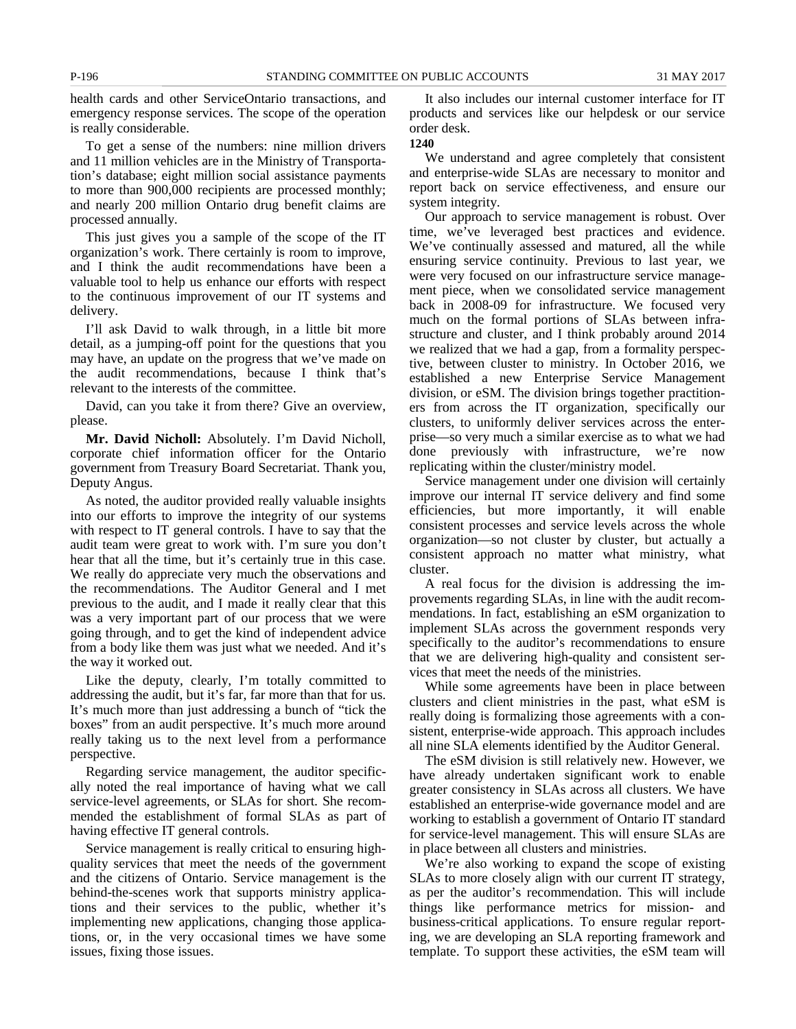health cards and other ServiceOntario transactions, and emergency response services. The scope of the operation is really considerable.

To get a sense of the numbers: nine million drivers and 11 million vehicles are in the Ministry of Transportation's database; eight million social assistance payments to more than 900,000 recipients are processed monthly; and nearly 200 million Ontario drug benefit claims are processed annually.

This just gives you a sample of the scope of the IT organization's work. There certainly is room to improve, and I think the audit recommendations have been a valuable tool to help us enhance our efforts with respect to the continuous improvement of our IT systems and delivery.

I'll ask David to walk through, in a little bit more detail, as a jumping-off point for the questions that you may have, an update on the progress that we've made on the audit recommendations, because I think that's relevant to the interests of the committee.

David, can you take it from there? Give an overview, please.

**Mr. David Nicholl:** Absolutely. I'm David Nicholl, corporate chief information officer for the Ontario government from Treasury Board Secretariat. Thank you, Deputy Angus.

As noted, the auditor provided really valuable insights into our efforts to improve the integrity of our systems with respect to IT general controls. I have to say that the audit team were great to work with. I'm sure you don't hear that all the time, but it's certainly true in this case. We really do appreciate very much the observations and the recommendations. The Auditor General and I met previous to the audit, and I made it really clear that this was a very important part of our process that we were going through, and to get the kind of independent advice from a body like them was just what we needed. And it's the way it worked out.

Like the deputy, clearly, I'm totally committed to addressing the audit, but it's far, far more than that for us. It's much more than just addressing a bunch of "tick the boxes" from an audit perspective. It's much more around really taking us to the next level from a performance perspective.

Regarding service management, the auditor specifically noted the real importance of having what we call service-level agreements, or SLAs for short. She recommended the establishment of formal SLAs as part of having effective IT general controls.

Service management is really critical to ensuring high-quality services that meet the needs of the government and the citizens of Ontario. Service management is the behind-the-scenes work that supports ministry applications and their services to the public, whether it's implementing new applications, changing those applications, or, in the very occasional times we have some issues, fixing those issues.

It also includes our internal customer interface for IT products and services like our helpdesk or our service order desk.

**1240**

We understand and agree completely that consistent and enterprise-wide SLAs are necessary to monitor and report back on service effectiveness, and ensure our system integrity.

Our approach to service management is robust. Over time, we've leveraged best practices and evidence. We've continually assessed and matured, all the while ensuring service continuity. Previous to last year, we were very focused on our infrastructure service management piece, when we consolidated service management back in 2008-09 for infrastructure. We focused very much on the formal portions of SLAs between infrastructure and cluster, and I think probably around 2014 we realized that we had a gap, from a formality perspective, between cluster to ministry. In October 2016, we established a new Enterprise Service Management division, or eSM. The division brings together practitioners from across the IT organization, specifically our clusters, to uniformly deliver services across the enterprise—so very much a similar exercise as to what we had done previously with infrastructure, we're now replicating within the cluster/ministry model.

Service management under one division will certainly improve our internal IT service delivery and find some efficiencies, but more importantly, it will enable consistent processes and service levels across the whole organization—so not cluster by cluster, but actually a consistent approach no matter what ministry, what cluster.

A real focus for the division is addressing the improvements regarding SLAs, in line with the audit recommendations. In fact, establishing an eSM organization to implement SLAs across the government responds very specifically to the auditor's recommendations to ensure that we are delivering high-quality and consistent services that meet the needs of the ministries.

While some agreements have been in place between clusters and client ministries in the past, what eSM is really doing is formalizing those agreements with a consistent, enterprise-wide approach. This approach includes all nine SLA elements identified by the Auditor General.

The eSM division is still relatively new. However, we have already undertaken significant work to enable greater consistency in SLAs across all clusters. We have established an enterprise-wide governance model and are working to establish a government of Ontario IT standard for service-level management. This will ensure SLAs are in place between all clusters and ministries.

We're also working to expand the scope of existing SLAs to more closely align with our current IT strategy, as per the auditor's recommendation. This will include things like performance metrics for mission- and business-critical applications. To ensure regular reporting, we are developing an SLA reporting framework and template. To support these activities, the eSM team will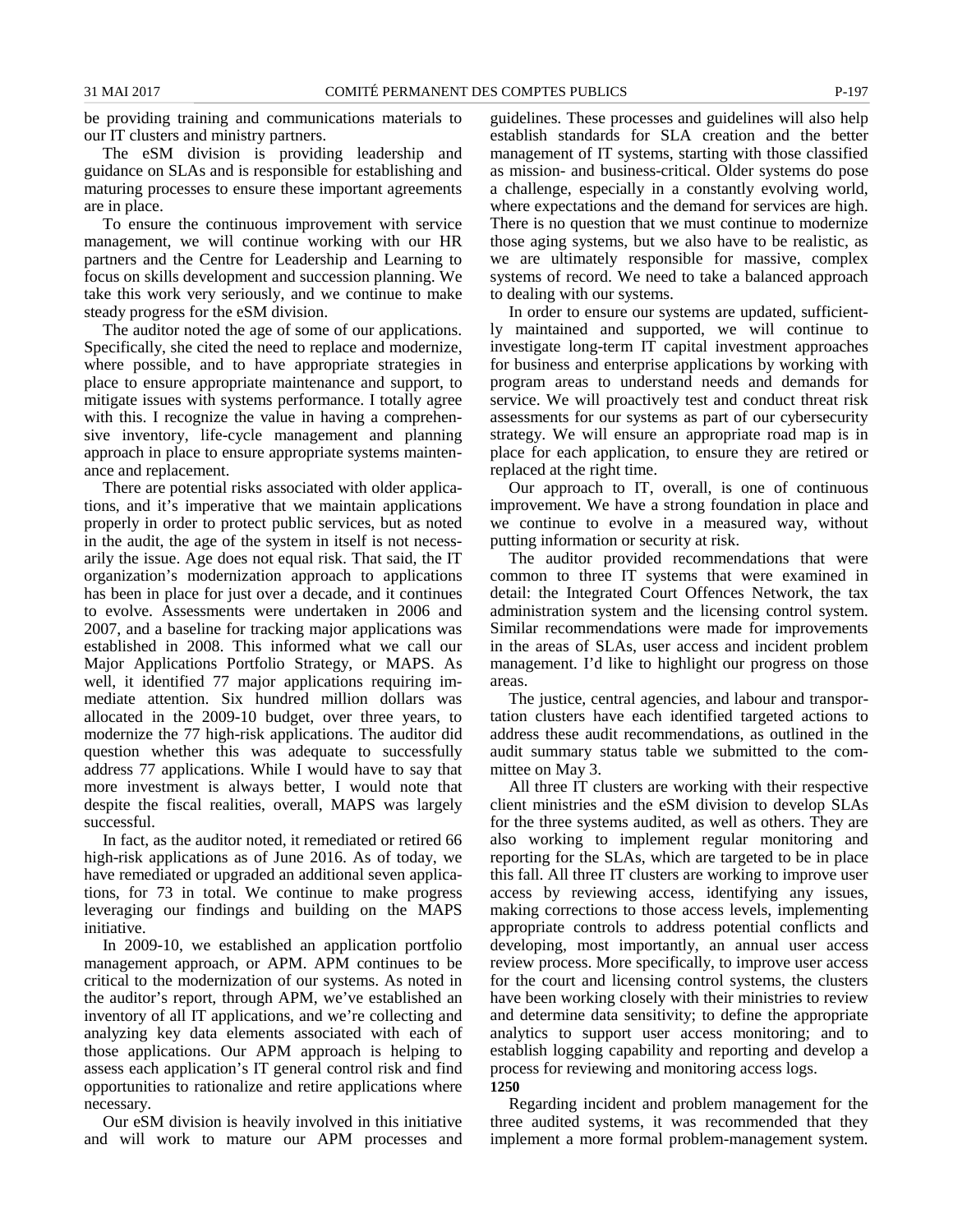be providing training and communications materials to our IT clusters and ministry partners.

The eSM division is providing leadership and guidance on SLAs and is responsible for establishing and maturing processes to ensure these important agreements are in place.

To ensure the continuous improvement with service management, we will continue working with our HR partners and the Centre for Leadership and Learning to focus on skills development and succession planning. We take this work very seriously, and we continue to make steady progress for the eSM division.

The auditor noted the age of some of our applications. Specifically, she cited the need to replace and modernize, where possible, and to have appropriate strategies in place to ensure appropriate maintenance and support, to mitigate issues with systems performance. I totally agree with this. I recognize the value in having a comprehensive inventory, life-cycle management and planning approach in place to ensure appropriate systems maintenance and replacement.

There are potential risks associated with older applications, and it's imperative that we maintain applications properly in order to protect public services, but as noted in the audit, the age of the system in itself is not necessarily the issue. Age does not equal risk. That said, the IT organization's modernization approach to applications has been in place for just over a decade, and it continues to evolve. Assessments were undertaken in 2006 and 2007, and a baseline for tracking major applications was established in 2008. This informed what we call our Major Applications Portfolio Strategy, or MAPS. As well, it identified 77 major applications requiring immediate attention. Six hundred million dollars was allocated in the 2009-10 budget, over three years, to modernize the 77 high-risk applications. The auditor did question whether this was adequate to successfully address 77 applications. While I would have to say that more investment is always better, I would note that despite the fiscal realities, overall, MAPS was largely successful.

In fact, as the auditor noted, it remediated or retired 66 high-risk applications as of June 2016. As of today, we have remediated or upgraded an additional seven applications, for 73 in total. We continue to make progress leveraging our findings and building on the MAPS initiative.

In 2009-10, we established an application portfolio management approach, or APM. APM continues to be critical to the modernization of our systems. As noted in the auditor's report, through APM, we've established an inventory of all IT applications, and we're collecting and analyzing key data elements associated with each of those applications. Our APM approach is helping to assess each application's IT general control risk and find opportunities to rationalize and retire applications where necessary.

Our eSM division is heavily involved in this initiative and will work to mature our APM processes and guidelines. These processes and guidelines will also help establish standards for SLA creation and the better management of IT systems, starting with those classified as mission- and business-critical. Older systems do pose a challenge, especially in a constantly evolving world, where expectations and the demand for services are high. There is no question that we must continue to modernize those aging systems, but we also have to be realistic, as we are ultimately responsible for massive, complex systems of record. We need to take a balanced approach to dealing with our systems.

In order to ensure our systems are updated, sufficiently maintained and supported, we will continue to investigate long-term IT capital investment approaches for business and enterprise applications by working with program areas to understand needs and demands for service. We will proactively test and conduct threat risk assessments for our systems as part of our cybersecurity strategy. We will ensure an appropriate road map is in place for each application, to ensure they are retired or replaced at the right time.

Our approach to IT, overall, is one of continuous improvement. We have a strong foundation in place and we continue to evolve in a measured way, without putting information or security at risk.

The auditor provided recommendations that were common to three IT systems that were examined in detail: the Integrated Court Offences Network, the tax administration system and the licensing control system. Similar recommendations were made for improvements in the areas of SLAs, user access and incident problem management. I'd like to highlight our progress on those areas.

The justice, central agencies, and labour and transportation clusters have each identified targeted actions to address these audit recommendations, as outlined in the audit summary status table we submitted to the committee on May 3.

All three IT clusters are working with their respective client ministries and the eSM division to develop SLAs for the three systems audited, as well as others. They are also working to implement regular monitoring and reporting for the SLAs, which are targeted to be in place this fall. All three IT clusters are working to improve user access by reviewing access, identifying any issues, making corrections to those access levels, implementing appropriate controls to address potential conflicts and developing, most importantly, an annual user access review process. More specifically, to improve user access for the court and licensing control systems, the clusters have been working closely with their ministries to review and determine data sensitivity; to define the appropriate analytics to support user access monitoring; and to establish logging capability and reporting and develop a process for reviewing and monitoring access logs.

**1250**

Regarding incident and problem management for the three audited systems, it was recommended that they implement a more formal problem-management system.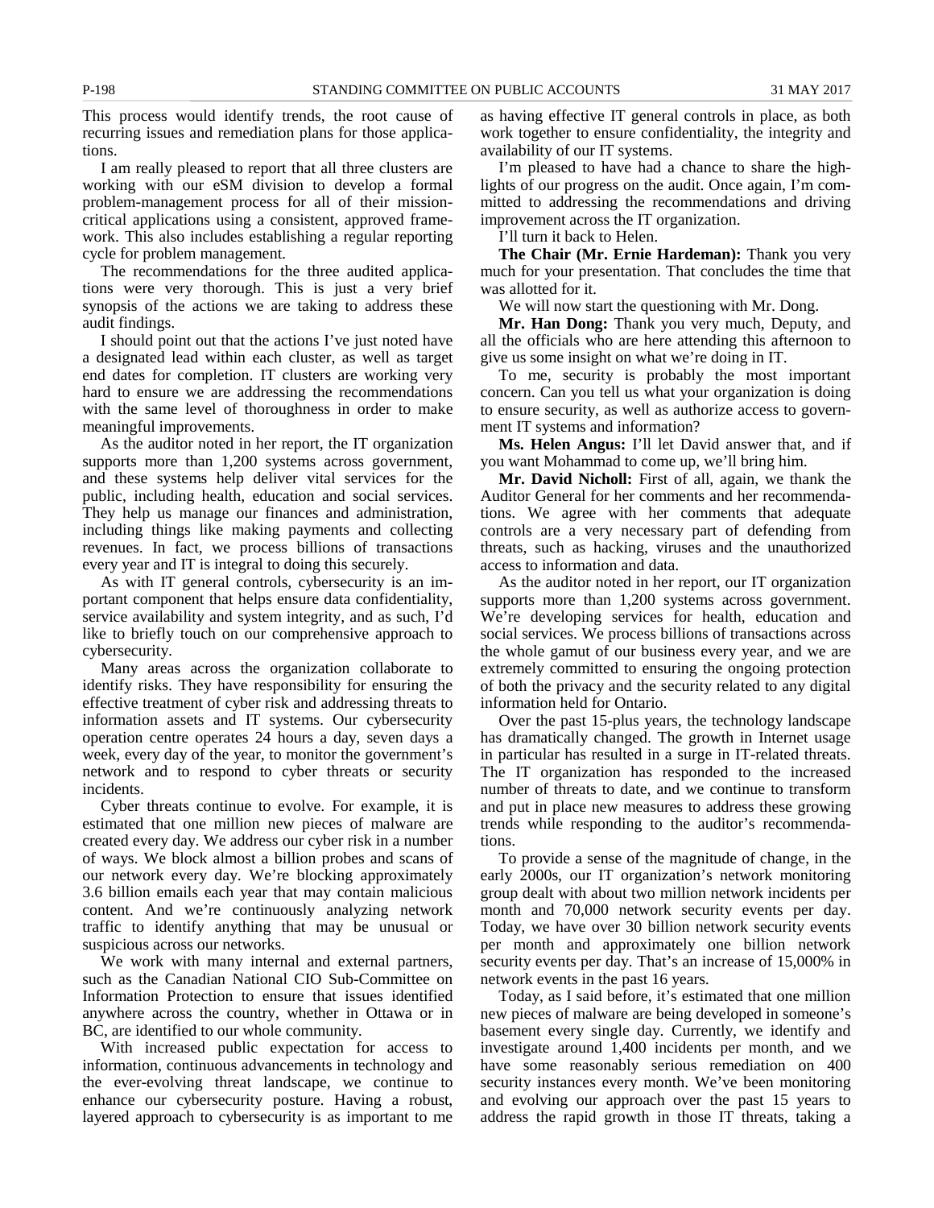This process would identify trends, the root cause of recurring issues and remediation plans for those applications.

I am really pleased to report that all three clusters are working with our eSM division to develop a formal problem-management process for all of their mission-critical applications using a consistent, approved framework. This also includes establishing a regular reporting cycle for problem management.

The recommendations for the three audited applications were very thorough. This is just a very brief synopsis of the actions we are taking to address these audit findings.

I should point out that the actions I've just noted have a designated lead within each cluster, as well as target end dates for completion. IT clusters are working very hard to ensure we are addressing the recommendations with the same level of thoroughness in order to make meaningful improvements.

As the auditor noted in her report, the IT organization supports more than 1,200 systems across government, and these systems help deliver vital services for the public, including health, education and social services. They help us manage our finances and administration, including things like making payments and collecting revenues. In fact, we process billions of transactions every year and IT is integral to doing this securely.

As with IT general controls, cybersecurity is an important component that helps ensure data confidentiality, service availability and system integrity, and as such, I'd like to briefly touch on our comprehensive approach to cybersecurity.

Many areas across the organization collaborate to identify risks. They have responsibility for ensuring the effective treatment of cyber risk and addressing threats to information assets and IT systems. Our cybersecurity operation centre operates 24 hours a day, seven days a week, every day of the year, to monitor the government's network and to respond to cyber threats or security incidents.

Cyber threats continue to evolve. For example, it is estimated that one million new pieces of malware are created every day. We address our cyber risk in a number of ways. We block almost a billion probes and scans of our network every day. We're blocking approximately 3.6 billion emails each year that may contain malicious content. And we're continuously analyzing network traffic to identify anything that may be unusual or suspicious across our networks.

We work with many internal and external partners, such as the Canadian National CIO Sub-Committee on Information Protection to ensure that issues identified anywhere across the country, whether in Ottawa or in BC, are identified to our whole community.

With increased public expectation for access to information, continuous advancements in technology and the ever-evolving threat landscape, we continue to enhance our cybersecurity posture. Having a robust, layered approach to cybersecurity is as important to me as having effective IT general controls in place, as both work together to ensure confidentiality, the integrity and availability of our IT systems.

I'm pleased to have had a chance to share the highlights of our progress on the audit. Once again, I'm committed to addressing the recommendations and driving improvement across the IT organization.

I'll turn it back to Helen.

**The Chair (Mr. Ernie Hardeman):** Thank you very much for your presentation. That concludes the time that was allotted for it.

We will now start the questioning with Mr. Dong.

**Mr. Han Dong:** Thank you very much, Deputy, and all the officials who are here attending this afternoon to give us some insight on what we're doing in IT.

To me, security is probably the most important concern. Can you tell us what your organization is doing to ensure security, as well as authorize access to government IT systems and information?

**Ms. Helen Angus:** I'll let David answer that, and if you want Mohammad to come up, we'll bring him.

**Mr. David Nicholl:** First of all, again, we thank the Auditor General for her comments and her recommendations. We agree with her comments that adequate controls are a very necessary part of defending from threats, such as hacking, viruses and the unauthorized access to information and data.

As the auditor noted in her report, our IT organization supports more than 1,200 systems across government. We're developing services for health, education and social services. We process billions of transactions across the whole gamut of our business every year, and we are extremely committed to ensuring the ongoing protection of both the privacy and the security related to any digital information held for Ontario.

Over the past 15-plus years, the technology landscape has dramatically changed. The growth in Internet usage in particular has resulted in a surge in IT-related threats. The IT organization has responded to the increased number of threats to date, and we continue to transform and put in place new measures to address these growing trends while responding to the auditor's recommendations.

To provide a sense of the magnitude of change, in the early 2000s, our IT organization's network monitoring group dealt with about two million network incidents per month and 70,000 network security events per day. Today, we have over 30 billion network security events per month and approximately one billion network security events per day. That's an increase of 15,000% in network events in the past 16 years.

Today, as I said before, it's estimated that one million new pieces of malware are being developed in someone's basement every single day. Currently, we identify and investigate around 1,400 incidents per month, and we have some reasonably serious remediation on 400 security instances every month. We've been monitoring and evolving our approach over the past 15 years to address the rapid growth in those IT threats, taking a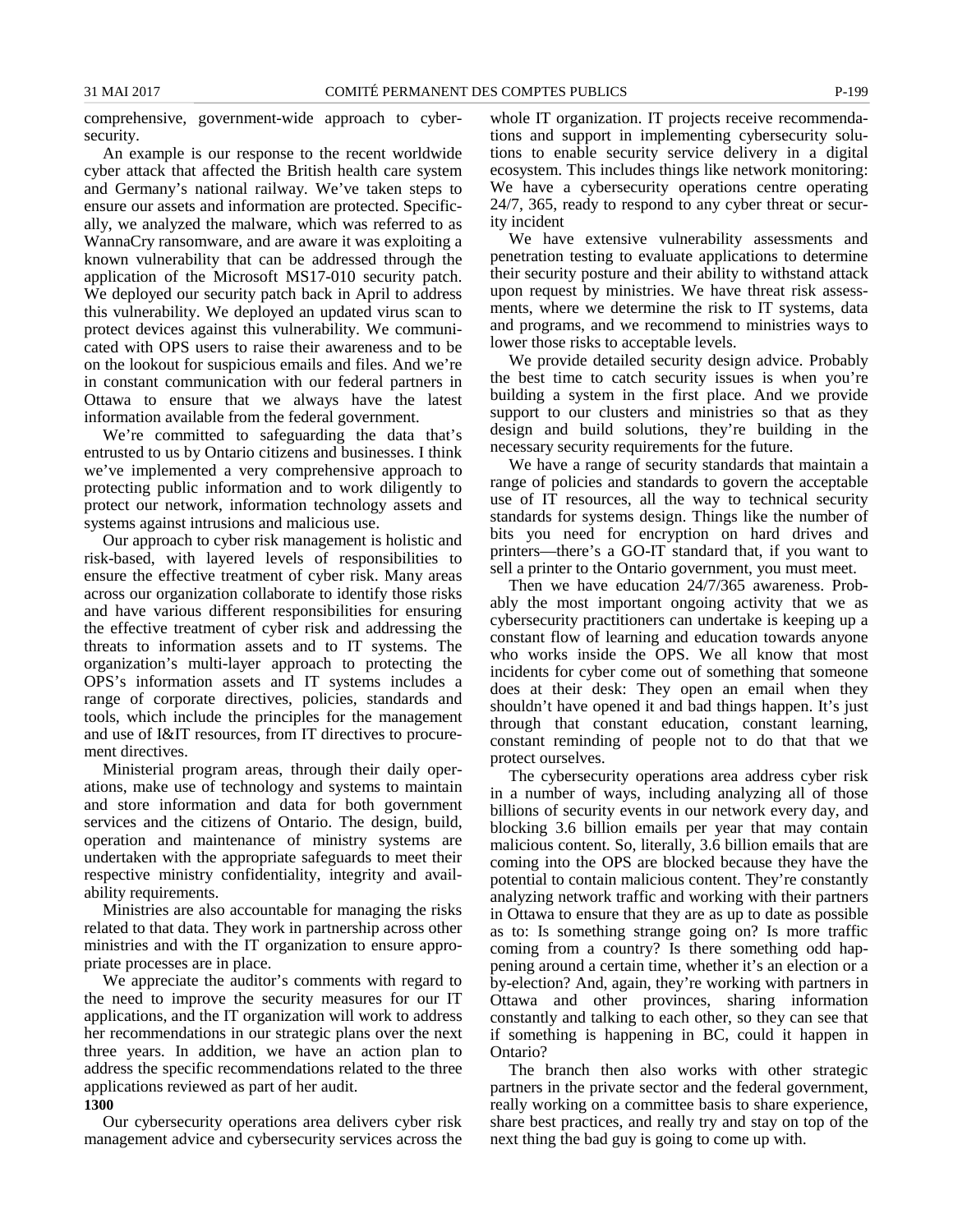comprehensive, government-wide approach to cybersecurity.

An example is our response to the recent worldwide cyber attack that affected the British health care system and Germany's national railway. We've taken steps to ensure our assets and information are protected. Specifically, we analyzed the malware, which was referred to as WannaCry ransomware, and are aware it was exploiting a known vulnerability that can be addressed through the application of the Microsoft MS17-010 security patch. We deployed our security patch back in April to address this vulnerability. We deployed an updated virus scan to protect devices against this vulnerability. We communicated with OPS users to raise their awareness and to be on the lookout for suspicious emails and files. And we're in constant communication with our federal partners in Ottawa to ensure that we always have the latest information available from the federal government.

We're committed to safeguarding the data that's entrusted to us by Ontario citizens and businesses. I think we've implemented a very comprehensive approach to protecting public information and to work diligently to protect our network, information technology assets and systems against intrusions and malicious use.

Our approach to cyber risk management is holistic and risk-based, with layered levels of responsibilities to ensure the effective treatment of cyber risk. Many areas across our organization collaborate to identify those risks and have various different responsibilities for ensuring the effective treatment of cyber risk and addressing the threats to information assets and to IT systems. The organization's multi-layer approach to protecting the OPS's information assets and IT systems includes a range of corporate directives, policies, standards and tools, which include the principles for the management and use of I&IT resources, from IT directives to procurement directives.

Ministerial program areas, through their daily operations, make use of technology and systems to maintain and store information and data for both government services and the citizens of Ontario. The design, build, operation and maintenance of ministry systems are undertaken with the appropriate safeguards to meet their respective ministry confidentiality, integrity and availability requirements.

Ministries are also accountable for managing the risks related to that data. They work in partnership across other ministries and with the IT organization to ensure appropriate processes are in place.

We appreciate the auditor's comments with regard to the need to improve the security measures for our IT applications, and the IT organization will work to address her recommendations in our strategic plans over the next three years. In addition, we have an action plan to address the specific recommendations related to the three applications reviewed as part of her audit.

**1300**

Our cybersecurity operations area delivers cyber risk management advice and cybersecurity services across the whole IT organization. IT projects receive recommendations and support in implementing cybersecurity solutions to enable security service delivery in a digital ecosystem. This includes things like network monitoring: We have a cybersecurity operations centre operating 24/7, 365, ready to respond to any cyber threat or security incident

We have extensive vulnerability assessments and penetration testing to evaluate applications to determine their security posture and their ability to withstand attack upon request by ministries. We have threat risk assessments, where we determine the risk to IT systems, data and programs, and we recommend to ministries ways to lower those risks to acceptable levels.

We provide detailed security design advice. Probably the best time to catch security issues is when you're building a system in the first place. And we provide support to our clusters and ministries so that as they design and build solutions, they're building in the necessary security requirements for the future.

We have a range of security standards that maintain a range of policies and standards to govern the acceptable use of IT resources, all the way to technical security standards for systems design. Things like the number of bits you need for encryption on hard drives and printers—there's a GO-IT standard that, if you want to sell a printer to the Ontario government, you must meet.

Then we have education 24/7/365 awareness. Probably the most important ongoing activity that we as cybersecurity practitioners can undertake is keeping up a constant flow of learning and education towards anyone who works inside the OPS. We all know that most incidents for cyber come out of something that someone does at their desk: They open an email when they shouldn't have opened it and bad things happen. It's just through that constant education, constant learning, constant reminding of people not to do that that we protect ourselves.

The cybersecurity operations area address cyber risk in a number of ways, including analyzing all of those billions of security events in our network every day, and blocking 3.6 billion emails per year that may contain malicious content. So, literally, 3.6 billion emails that are coming into the OPS are blocked because they have the potential to contain malicious content. They're constantly analyzing network traffic and working with their partners in Ottawa to ensure that they are as up to date as possible as to: Is something strange going on? Is more traffic coming from a country? Is there something odd happening around a certain time, whether it's an election or a by-election? And, again, they're working with partners in Ottawa and other provinces, sharing information constantly and talking to each other, so they can see that if something is happening in BC, could it happen in Ontario?

The branch then also works with other strategic partners in the private sector and the federal government, really working on a committee basis to share experience, share best practices, and really try and stay on top of the next thing the bad guy is going to come up with.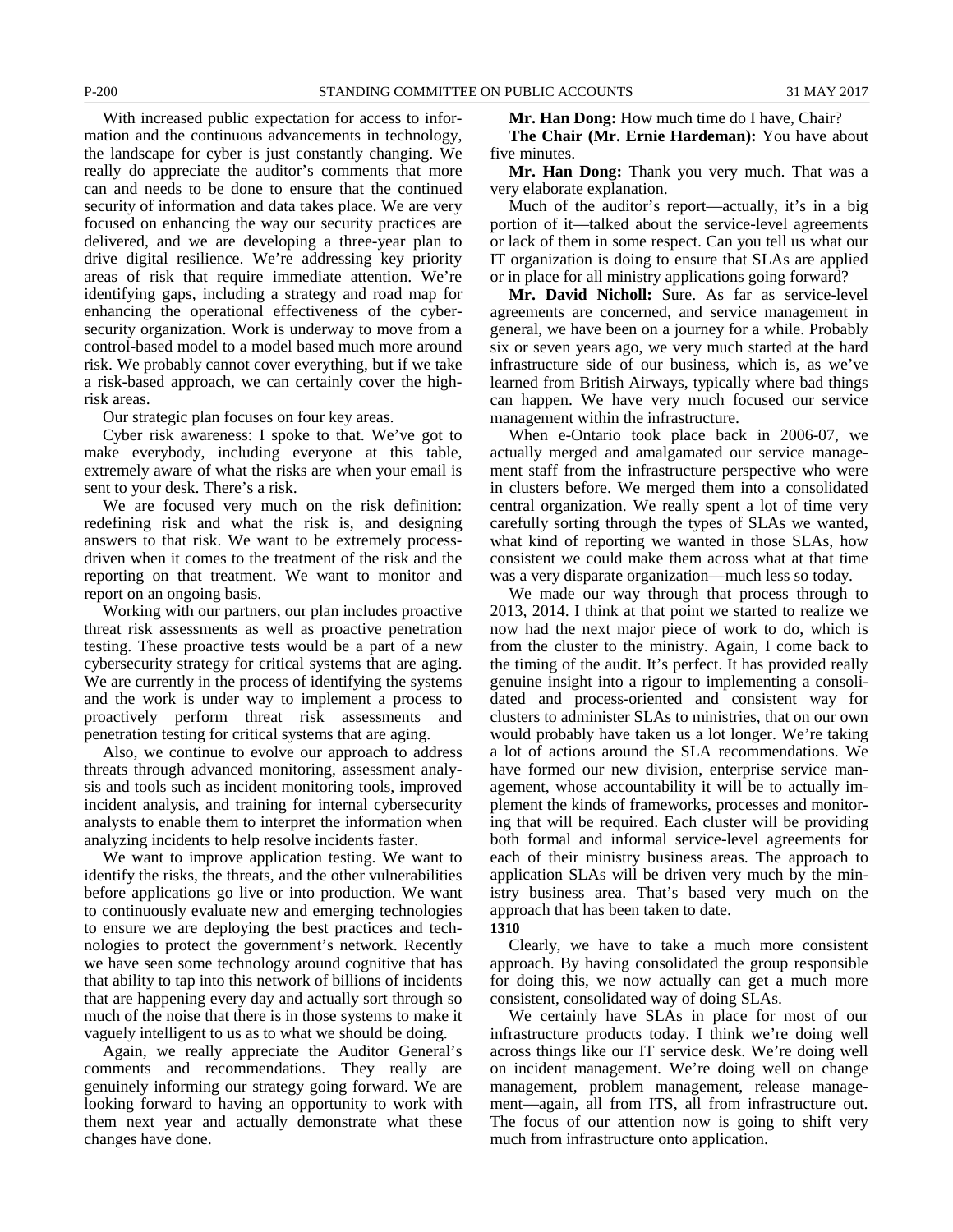With increased public expectation for access to information and the continuous advancements in technology, the landscape for cyber is just constantly changing. We really do appreciate the auditor's comments that more can and needs to be done to ensure that the continued security of information and data takes place. We are very focused on enhancing the way our security practices are delivered, and we are developing a three-year plan to drive digital resilience. We're addressing key priority areas of risk that require immediate attention. We're identifying gaps, including a strategy and road map for enhancing the operational effectiveness of the cybersecurity organization. Work is underway to move from a control-based model to a model based much more around risk. We probably cannot cover everything, but if we take a risk-based approach, we can certainly cover the high-risk areas.

Our strategic plan focuses on four key areas.

Cyber risk awareness: I spoke to that. We've got to make everybody, including everyone at this table, extremely aware of what the risks are when your email is sent to your desk. There's a risk.

We are focused very much on the risk definition: redefining risk and what the risk is, and designing answers to that risk. We want to be extremely process-driven when it comes to the treatment of the risk and the reporting on that treatment. We want to monitor and report on an ongoing basis.

Working with our partners, our plan includes proactive threat risk assessments as well as proactive penetration testing. These proactive tests would be a part of a new cybersecurity strategy for critical systems that are aging. We are currently in the process of identifying the systems and the work is under way to implement a process to proactively perform threat risk assessments and penetration testing for critical systems that are aging.

Also, we continue to evolve our approach to address threats through advanced monitoring, assessment analysis and tools such as incident monitoring tools, improved incident analysis, and training for internal cybersecurity analysts to enable them to interpret the information when analyzing incidents to help resolve incidents faster.

We want to improve application testing. We want to identify the risks, the threats, and the other vulnerabilities before applications go live or into production. We want to continuously evaluate new and emerging technologies to ensure we are deploying the best practices and technologies to protect the government's network. Recently we have seen some technology around cognitive that has that ability to tap into this network of billions of incidents that are happening every day and actually sort through so much of the noise that there is in those systems to make it vaguely intelligent to us as to what we should be doing.

Again, we really appreciate the Auditor General's comments and recommendations. They really are genuinely informing our strategy going forward. We are looking forward to having an opportunity to work with them next year and actually demonstrate what these changes have done.

**Mr. Han Dong:** How much time do I have, Chair?

**The Chair (Mr. Ernie Hardeman):** You have about five minutes.

**Mr. Han Dong:** Thank you very much. That was a very elaborate explanation.

Much of the auditor's report—actually, it's in a big portion of it—talked about the service-level agreements or lack of them in some respect. Can you tell us what our IT organization is doing to ensure that SLAs are applied or in place for all ministry applications going forward?

**Mr. David Nicholl:** Sure. As far as service-level agreements are concerned, and service management in general, we have been on a journey for a while. Probably six or seven years ago, we very much started at the hard infrastructure side of our business, which is, as we've learned from British Airways, typically where bad things can happen. We have very much focused our service management within the infrastructure.

When e-Ontario took place back in 2006-07, we actually merged and amalgamated our service management staff from the infrastructure perspective who were in clusters before. We merged them into a consolidated central organization. We really spent a lot of time very carefully sorting through the types of SLAs we wanted, what kind of reporting we wanted in those SLAs, how consistent we could make them across what at that time was a very disparate organization—much less so today.

We made our way through that process through to 2013, 2014. I think at that point we started to realize we now had the next major piece of work to do, which is from the cluster to the ministry. Again, I come back to the timing of the audit. It's perfect. It has provided really genuine insight into a rigour to implementing a consolidated and process-oriented and consistent way for clusters to administer SLAs to ministries, that on our own would probably have taken us a lot longer. We're taking a lot of actions around the SLA recommendations. We have formed our new division, enterprise service management, whose accountability it will be to actually implement the kinds of frameworks, processes and monitoring that will be required. Each cluster will be providing both formal and informal service-level agreements for each of their ministry business areas. The approach to application SLAs will be driven very much by the ministry business area. That's based very much on the approach that has been taken to date.

**1310**

Clearly, we have to take a much more consistent approach. By having consolidated the group responsible for doing this, we now actually can get a much more consistent, consolidated way of doing SLAs.

We certainly have SLAs in place for most of our infrastructure products today. I think we're doing well across things like our IT service desk. We're doing well on incident management. We're doing well on change management, problem management, release management—again, all from ITS, all from infrastructure out. The focus of our attention now is going to shift very much from infrastructure onto application.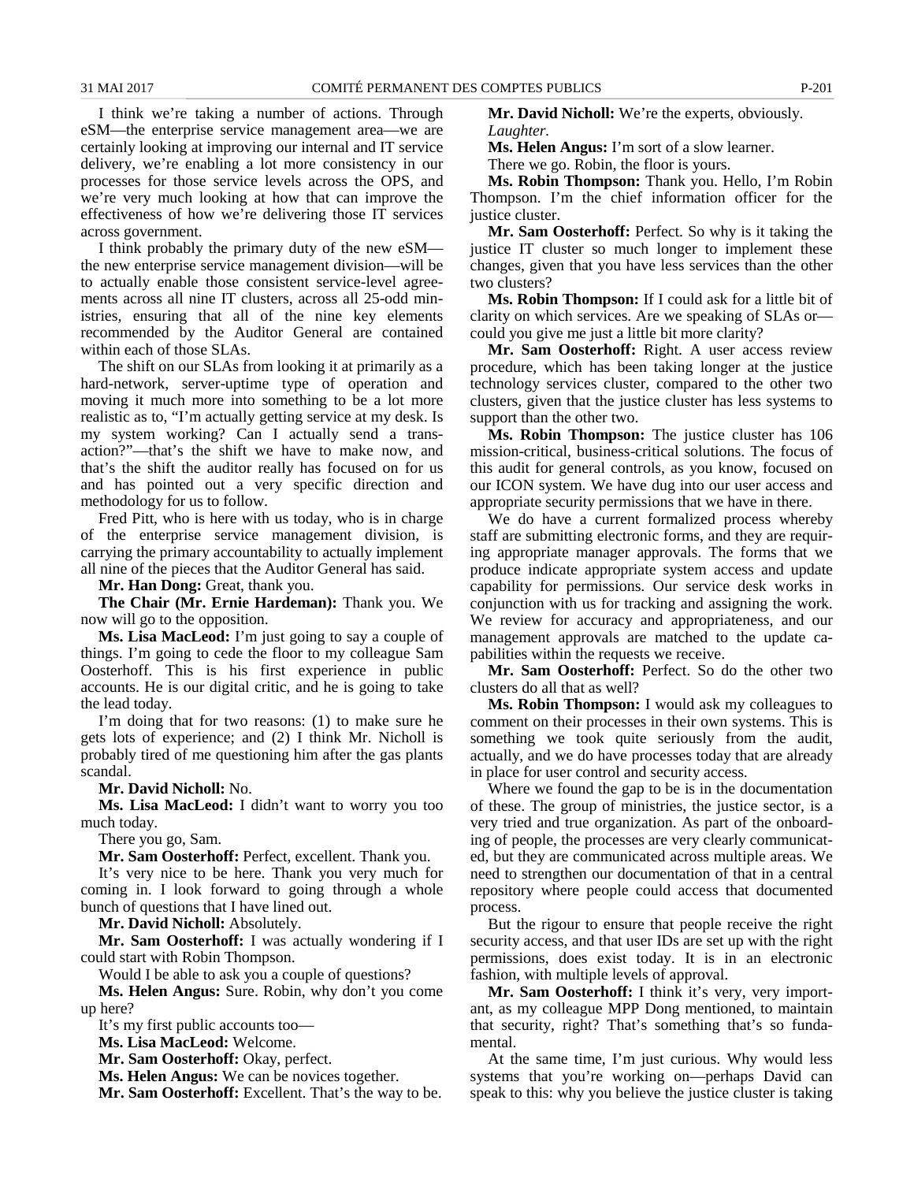I think we're taking a number of actions. Through eSM—the enterprise service management area—we are certainly looking at improving our internal and IT service delivery, we're enabling a lot more consistency in our processes for those service levels across the OPS, and we're very much looking at how that can improve the effectiveness of how we're delivering those IT services across government.

I think probably the primary duty of the new eSM—the new enterprise service management division—will be to actually enable those consistent service-level agreements across all nine IT clusters, across all 25-odd ministries, ensuring that all of the nine key elements recommended by the Auditor General are contained within each of those SLAs.

The shift on our SLAs from looking it at primarily as a hard-network, server-uptime type of operation and moving it much more into something to be a lot more realistic as to, "I'm actually getting service at my desk. Is my system working? Can I actually send a transaction?"—that's the shift we have to make now, and that's the shift the auditor really has focused on for us and has pointed out a very specific direction and methodology for us to follow.

Fred Pitt, who is here with us today, who is in charge of the enterprise service management division, is carrying the primary accountability to actually implement all nine of the pieces that the Auditor General has said.

**Mr. Han Dong:** Great, thank you.

**The Chair (Mr. Ernie Hardeman):** Thank you. We now will go to the opposition.

**Ms. Lisa MacLeod:** I'm just going to say a couple of things. I'm going to cede the floor to my colleague Sam Oosterhoff. This is his first experience in public accounts. He is our digital critic, and he is going to take the lead today.

I'm doing that for two reasons: (1) to make sure he gets lots of experience; and (2) I think Mr. Nicholl is probably tired of me questioning him after the gas plants scandal.

**Mr. David Nicholl:** No.

**Ms. Lisa MacLeod:** I didn't want to worry you too much today.

There you go, Sam.

**Mr. Sam Oosterhoff:** Perfect, excellent. Thank you.

It's very nice to be here. Thank you very much for coming in. I look forward to going through a whole bunch of questions that I have lined out.

**Mr. David Nicholl:** Absolutely.

**Mr. Sam Oosterhoff:** I was actually wondering if I could start with Robin Thompson.

Would I be able to ask you a couple of questions?

**Ms. Helen Angus:** Sure. Robin, why don't you come up here?

It's my first public accounts too—

**Ms. Lisa MacLeod:** Welcome.

**Mr. Sam Oosterhoff:** Okay, perfect.

**Ms. Helen Angus:** We can be novices together.

**Mr. Sam Oosterhoff:** Excellent. That's the way to be.

**Mr. David Nicholl:** We're the experts, obviously.

*Laughter.*

**Ms. Helen Angus:** I'm sort of a slow learner.

There we go. Robin, the floor is yours.

**Ms. Robin Thompson:** Thank you. Hello, I'm Robin Thompson. I'm the chief information officer for the justice cluster.

**Mr. Sam Oosterhoff:** Perfect. So why is it taking the justice IT cluster so much longer to implement these changes, given that you have less services than the other two clusters?

**Ms. Robin Thompson:** If I could ask for a little bit of clarity on which services. Are we speaking of SLAs or—could you give me just a little bit more clarity?

**Mr. Sam Oosterhoff:** Right. A user access review procedure, which has been taking longer at the justice technology services cluster, compared to the other two clusters, given that the justice cluster has less systems to support than the other two.

**Ms. Robin Thompson:** The justice cluster has 106 mission-critical, business-critical solutions. The focus of this audit for general controls, as you know, focused on our ICON system. We have dug into our user access and appropriate security permissions that we have in there.

We do have a current formalized process whereby staff are submitting electronic forms, and they are requiring appropriate manager approvals. The forms that we produce indicate appropriate system access and update capability for permissions. Our service desk works in conjunction with us for tracking and assigning the work. We review for accuracy and appropriateness, and our management approvals are matched to the update capabilities within the requests we receive.

**Mr. Sam Oosterhoff:** Perfect. So do the other two clusters do all that as well?

**Ms. Robin Thompson:** I would ask my colleagues to comment on their processes in their own systems. This is something we took quite seriously from the audit, actually, and we do have processes today that are already in place for user control and security access.

Where we found the gap to be is in the documentation of these. The group of ministries, the justice sector, is a very tried and true organization. As part of the onboarding of people, the processes are very clearly communicated, but they are communicated across multiple areas. We need to strengthen our documentation of that in a central repository where people could access that documented process.

But the rigour to ensure that people receive the right security access, and that user IDs are set up with the right permissions, does exist today. It is in an electronic fashion, with multiple levels of approval.

**Mr. Sam Oosterhoff:** I think it's very, very important, as my colleague MPP Dong mentioned, to maintain that security, right? That's something that's so fundamental.

At the same time, I'm just curious. Why would less systems that you're working on—perhaps David can speak to this: why you believe the justice cluster is taking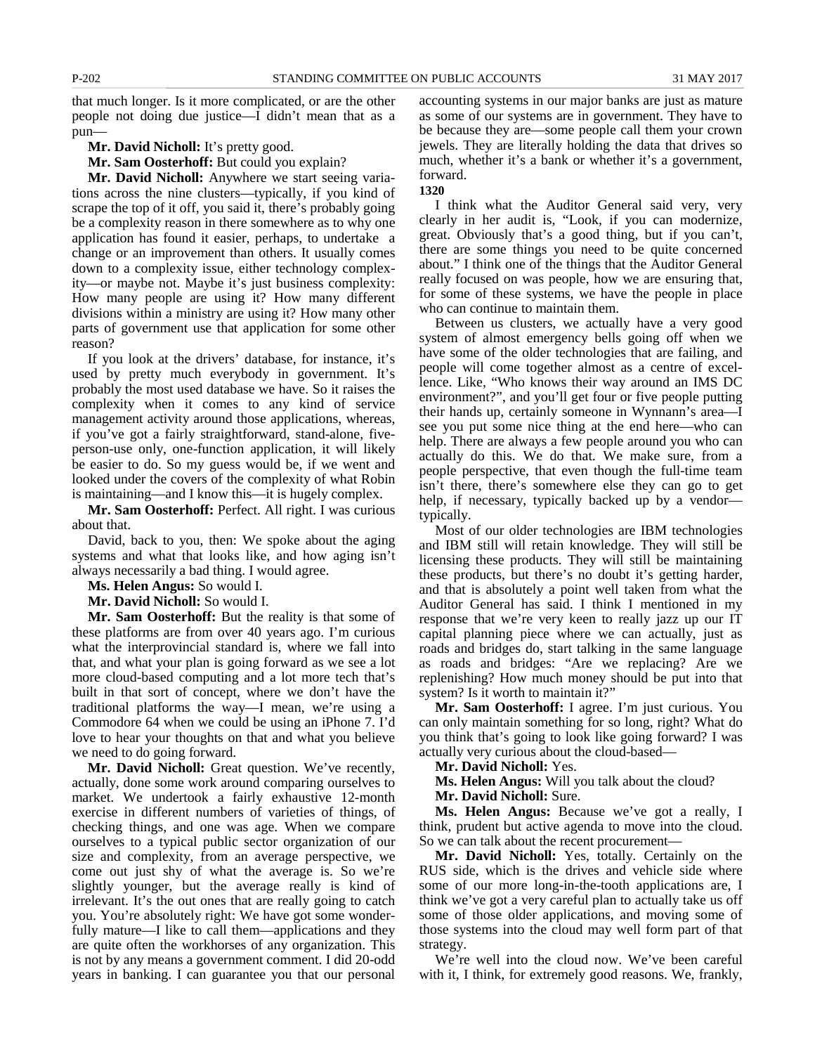that much longer. Is it more complicated, or are the other people not doing due justice—I didn't mean that as a pun—

**Mr. David Nicholl:** It's pretty good.

**Mr. Sam Oosterhoff:** But could you explain?

**Mr. David Nicholl:** Anywhere we start seeing variations across the nine clusters—typically, if you kind of scrape the top of it off, you said it, there's probably going be a complexity reason in there somewhere as to why one application has found it easier, perhaps, to undertake a change or an improvement than others. It usually comes down to a complexity issue, either technology complexity—or maybe not. Maybe it's just business complexity: How many people are using it? How many different divisions within a ministry are using it? How many other parts of government use that application for some other reason?

If you look at the drivers' database, for instance, it's used by pretty much everybody in government. It's probably the most used database we have. So it raises the complexity when it comes to any kind of service management activity around those applications, whereas, if you've got a fairly straightforward, stand-alone, five-person-use only, one-function application, it will likely be easier to do. So my guess would be, if we went and looked under the covers of the complexity of what Robin is maintaining—and I know this—it is hugely complex.

**Mr. Sam Oosterhoff:** Perfect. All right. I was curious about that.

David, back to you, then: We spoke about the aging systems and what that looks like, and how aging isn't always necessarily a bad thing. I would agree.

**Ms. Helen Angus:** So would I.

**Mr. David Nicholl:** So would I.

**Mr. Sam Oosterhoff:** But the reality is that some of these platforms are from over 40 years ago. I'm curious what the interprovincial standard is, where we fall into that, and what your plan is going forward as we see a lot more cloud-based computing and a lot more tech that's built in that sort of concept, where we don't have the traditional platforms the way—I mean, we're using a Commodore 64 when we could be using an iPhone 7. I'd love to hear your thoughts on that and what you believe we need to do going forward.

**Mr. David Nicholl:** Great question. We've recently, actually, done some work around comparing ourselves to market. We undertook a fairly exhaustive 12-month exercise in different numbers of varieties of things, of checking things, and one was age. When we compare ourselves to a typical public sector organization of our size and complexity, from an average perspective, we come out just shy of what the average is. So we're slightly younger, but the average really is kind of irrelevant. It's the out ones that are really going to catch you. You're absolutely right: We have got some wonderfully mature—I like to call them—applications and they are quite often the workhorses of any organization. This is not by any means a government comment. I did 20-odd years in banking. I can guarantee you that our personal accounting systems in our major banks are just as mature as some of our systems are in government. They have to be because they are—some people call them your crown jewels. They are literally holding the data that drives so much, whether it's a bank or whether it's a government, forward.

**1320**

I think what the Auditor General said very, very clearly in her audit is, "Look, if you can modernize, great. Obviously that's a good thing, but if you can't, there are some things you need to be quite concerned about." I think one of the things that the Auditor General really focused on was people, how we are ensuring that, for some of these systems, we have the people in place who can continue to maintain them.

Between us clusters, we actually have a very good system of almost emergency bells going off when we have some of the older technologies that are failing, and people will come together almost as a centre of excellence. Like, "Who knows their way around an IMS DC environment?", and you'll get four or five people putting their hands up, certainly someone in Wynnann's area—I see you put some nice thing at the end here—who can help. There are always a few people around you who can actually do this. We do that. We make sure, from a people perspective, that even though the full-time team isn't there, there's somewhere else they can go to get help, if necessary, typically backed up by a vendor—typically.

Most of our older technologies are IBM technologies and IBM still will retain knowledge. They will still be licensing these products. They will still be maintaining these products, but there's no doubt it's getting harder, and that is absolutely a point well taken from what the Auditor General has said. I think I mentioned in my response that we're very keen to really jazz up our IT capital planning piece where we can actually, just as roads and bridges do, start talking in the same language as roads and bridges: "Are we replacing? Are we replenishing? How much money should be put into that system? Is it worth to maintain it?"

**Mr. Sam Oosterhoff:** I agree. I'm just curious. You can only maintain something for so long, right? What do you think that's going to look like going forward? I was actually very curious about the cloud-based—

**Mr. David Nicholl:** Yes.

**Ms. Helen Angus:** Will you talk about the cloud?

**Mr. David Nicholl:** Sure.

**Ms. Helen Angus:** Because we've got a really, I think, prudent but active agenda to move into the cloud. So we can talk about the recent procurement—

**Mr. David Nicholl:** Yes, totally. Certainly on the RUS side, which is the drives and vehicle side where some of our more long-in-the-tooth applications are, I think we've got a very careful plan to actually take us off some of those older applications, and moving some of those systems into the cloud may well form part of that strategy.

We're well into the cloud now. We've been careful with it, I think, for extremely good reasons. We, frankly,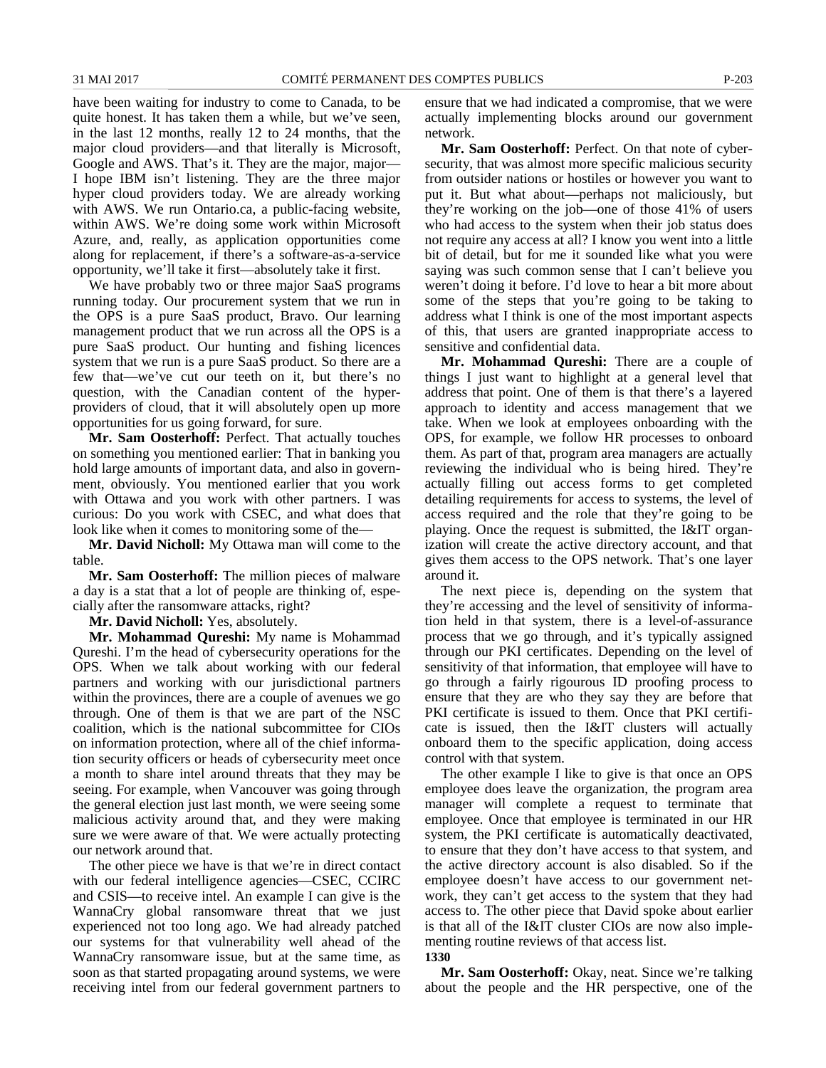have been waiting for industry to come to Canada, to be quite honest. It has taken them a while, but we've seen, in the last 12 months, really 12 to 24 months, that the major cloud providers—and that literally is Microsoft, Google and AWS. That's it. They are the major, major—I hope IBM isn't listening. They are the three major hyper cloud providers today. We are already working with AWS. We run Ontario.ca, a public-facing website, within AWS. We're doing some work within Microsoft Azure, and, really, as application opportunities come along for replacement, if there's a software-as-a-service opportunity, we'll take it first—absolutely take it first.

We have probably two or three major SaaS programs running today. Our procurement system that we run in the OPS is a pure SaaS product, Bravo. Our learning management product that we run across all the OPS is a pure SaaS product. Our hunting and fishing licences system that we run is a pure SaaS product. So there are a few that—we've cut our teeth on it, but there's no question, with the Canadian content of the hyper-providers of cloud, that it will absolutely open up more opportunities for us going forward, for sure.

**Mr. Sam Oosterhoff:** Perfect. That actually touches on something you mentioned earlier: That in banking you hold large amounts of important data, and also in government, obviously. You mentioned earlier that you work with Ottawa and you work with other partners. I was curious: Do you work with CSEC, and what does that look like when it comes to monitoring some of the—

**Mr. David Nicholl:** My Ottawa man will come to the table.

**Mr. Sam Oosterhoff:** The million pieces of malware a day is a stat that a lot of people are thinking of, especially after the ransomware attacks, right?

**Mr. David Nicholl:** Yes, absolutely.

**Mr. Mohammad Qureshi:** My name is Mohammad Qureshi. I'm the head of cybersecurity operations for the OPS. When we talk about working with our federal partners and working with our jurisdictional partners within the provinces, there are a couple of avenues we go through. One of them is that we are part of the NSC coalition, which is the national subcommittee for CIOs on information protection, where all of the chief information security officers or heads of cybersecurity meet once a month to share intel around threats that they may be seeing. For example, when Vancouver was going through the general election just last month, we were seeing some malicious activity around that, and they were making sure we were aware of that. We were actually protecting our network around that.

The other piece we have is that we're in direct contact with our federal intelligence agencies—CSEC, CCIRC and CSIS—to receive intel. An example I can give is the WannaCry global ransomware threat that we just experienced not too long ago. We had already patched our systems for that vulnerability well ahead of the WannaCry ransomware issue, but at the same time, as soon as that started propagating around systems, we were receiving intel from our federal government partners to ensure that we had indicated a compromise, that we were actually implementing blocks around our government network.

**Mr. Sam Oosterhoff:** Perfect. On that note of cybersecurity, that was almost more specific malicious security from outsider nations or hostiles or however you want to put it. But what about—perhaps not maliciously, but they're working on the job—one of those 41% of users who had access to the system when their job status does not require any access at all? I know you went into a little bit of detail, but for me it sounded like what you were saying was such common sense that I can't believe you weren't doing it before. I'd love to hear a bit more about some of the steps that you're going to be taking to address what I think is one of the most important aspects of this, that users are granted inappropriate access to sensitive and confidential data.

**Mr. Mohammad Qureshi:** There are a couple of things I just want to highlight at a general level that address that point. One of them is that there's a layered approach to identity and access management that we take. When we look at employees onboarding with the OPS, for example, we follow HR processes to onboard them. As part of that, program area managers are actually reviewing the individual who is being hired. They're actually filling out access forms to get completed detailing requirements for access to systems, the level of access required and the role that they're going to be playing. Once the request is submitted, the I&IT organization will create the active directory account, and that gives them access to the OPS network. That's one layer around it.

The next piece is, depending on the system that they're accessing and the level of sensitivity of information held in that system, there is a level-of-assurance process that we go through, and it's typically assigned through our PKI certificates. Depending on the level of sensitivity of that information, that employee will have to go through a fairly rigourous ID proofing process to ensure that they are who they say they are before that PKI certificate is issued to them. Once that PKI certificate is issued, then the I&IT clusters will actually onboard them to the specific application, doing access control with that system.

The other example I like to give is that once an OPS employee does leave the organization, the program area manager will complete a request to terminate that employee. Once that employee is terminated in our HR system, the PKI certificate is automatically deactivated, to ensure that they don't have access to that system, and the active directory account is also disabled. So if the employee doesn't have access to our government network, they can't get access to the system that they had access to. The other piece that David spoke about earlier is that all of the I&IT cluster CIOs are now also implementing routine reviews of that access list.

**1330**

**Mr. Sam Oosterhoff:** Okay, neat. Since we're talking about the people and the HR perspective, one of the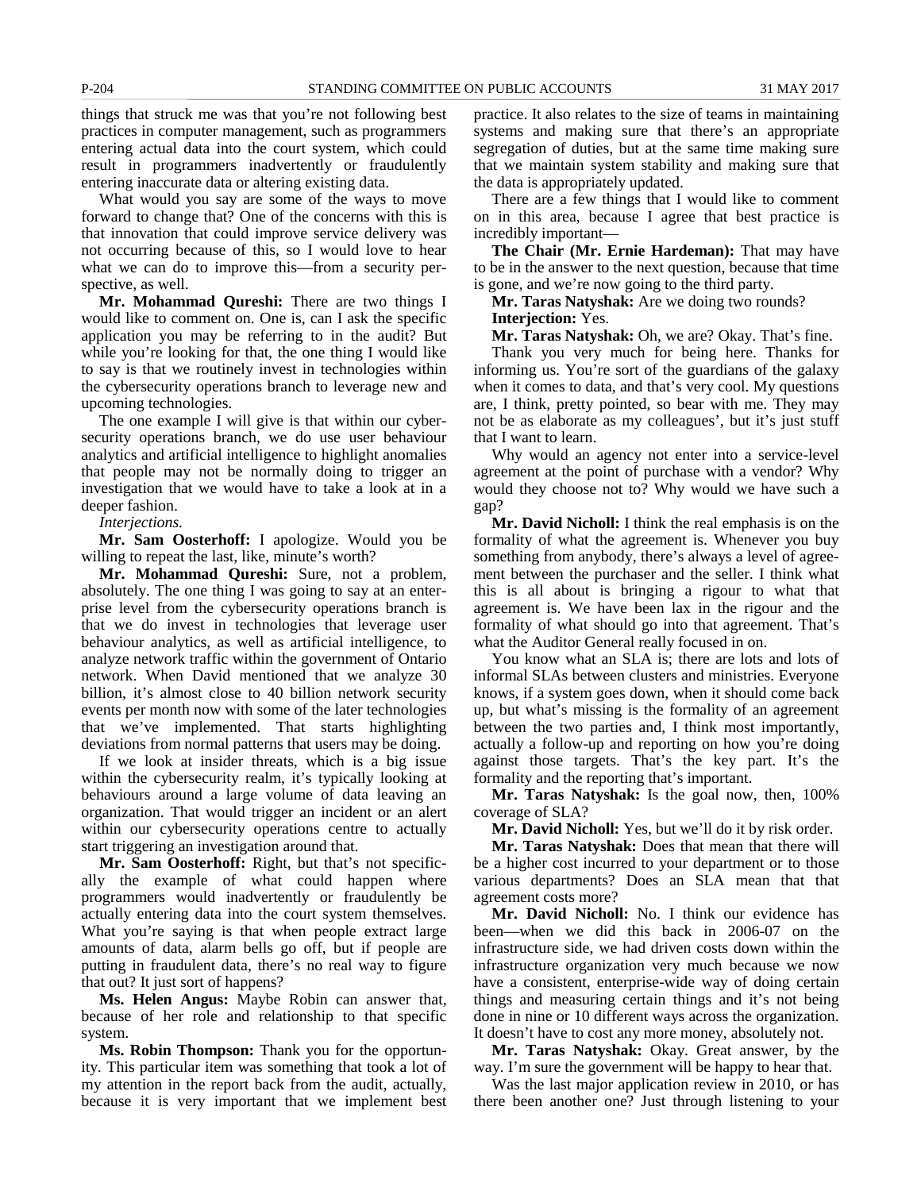things that struck me was that you're not following best practices in computer management, such as programmers entering actual data into the court system, which could result in programmers inadvertently or fraudulently entering inaccurate data or altering existing data.

What would you say are some of the ways to move forward to change that? One of the concerns with this is that innovation that could improve service delivery was not occurring because of this, so I would love to hear what we can do to improve this—from a security perspective, as well.

**Mr. Mohammad Qureshi:** There are two things I would like to comment on. One is, can I ask the specific application you may be referring to in the audit? But while you're looking for that, the one thing I would like to say is that we routinely invest in technologies within the cybersecurity operations branch to leverage new and upcoming technologies.

The one example I will give is that within our cybersecurity operations branch, we do use user behaviour analytics and artificial intelligence to highlight anomalies that people may not be normally doing to trigger an investigation that we would have to take a look at in a deeper fashion.

*Interjections.*

**Mr. Sam Oosterhoff:** I apologize. Would you be willing to repeat the last, like, minute's worth?

**Mr. Mohammad Qureshi:** Sure, not a problem, absolutely. The one thing I was going to say at an enterprise level from the cybersecurity operations branch is that we do invest in technologies that leverage user behaviour analytics, as well as artificial intelligence, to analyze network traffic within the government of Ontario network. When David mentioned that we analyze 30 billion, it's almost close to 40 billion network security events per month now with some of the later technologies that we've implemented. That starts highlighting deviations from normal patterns that users may be doing.

If we look at insider threats, which is a big issue within the cybersecurity realm, it's typically looking at behaviours around a large volume of data leaving an organization. That would trigger an incident or an alert within our cybersecurity operations centre to actually start triggering an investigation around that.

**Mr. Sam Oosterhoff:** Right, but that's not specifically the example of what could happen where programmers would inadvertently or fraudulently be actually entering data into the court system themselves. What you're saying is that when people extract large amounts of data, alarm bells go off, but if people are putting in fraudulent data, there's no real way to figure that out? It just sort of happens?

**Ms. Helen Angus:** Maybe Robin can answer that, because of her role and relationship to that specific system.

**Ms. Robin Thompson:** Thank you for the opportunity. This particular item was something that took a lot of my attention in the report back from the audit, actually, because it is very important that we implement best practice. It also relates to the size of teams in maintaining systems and making sure that there's an appropriate segregation of duties, but at the same time making sure that we maintain system stability and making sure that the data is appropriately updated.

There are a few things that I would like to comment on in this area, because I agree that best practice is incredibly important—

**The Chair (Mr. Ernie Hardeman):** That may have to be in the answer to the next question, because that time is gone, and we're now going to the third party.

**Mr. Taras Natyshak:** Are we doing two rounds?

**Interjection:** Yes.

**Mr. Taras Natyshak:** Oh, we are? Okay. That's fine.

Thank you very much for being here. Thanks for informing us. You're sort of the guardians of the galaxy when it comes to data, and that's very cool. My questions are, I think, pretty pointed, so bear with me. They may not be as elaborate as my colleagues', but it's just stuff that I want to learn.

Why would an agency not enter into a service-level agreement at the point of purchase with a vendor? Why would they choose not to? Why would we have such a gap?

**Mr. David Nicholl:** I think the real emphasis is on the formality of what the agreement is. Whenever you buy something from anybody, there's always a level of agreement between the purchaser and the seller. I think what this is all about is bringing a rigour to what that agreement is. We have been lax in the rigour and the formality of what should go into that agreement. That's what the Auditor General really focused in on.

You know what an SLA is; there are lots and lots of informal SLAs between clusters and ministries. Everyone knows, if a system goes down, when it should come back up, but what's missing is the formality of an agreement between the two parties and, I think most importantly, actually a follow-up and reporting on how you're doing against those targets. That's the key part. It's the formality and the reporting that's important.

**Mr. Taras Natyshak:** Is the goal now, then, 100% coverage of SLA?

**Mr. David Nicholl:** Yes, but we'll do it by risk order.

**Mr. Taras Natyshak:** Does that mean that there will be a higher cost incurred to your department or to those various departments? Does an SLA mean that that agreement costs more?

**Mr. David Nicholl:** No. I think our evidence has been—when we did this back in 2006-07 on the infrastructure side, we had driven costs down within the infrastructure organization very much because we now have a consistent, enterprise-wide way of doing certain things and measuring certain things and it's not being done in nine or 10 different ways across the organization. It doesn't have to cost any more money, absolutely not.

**Mr. Taras Natyshak:** Okay. Great answer, by the way. I'm sure the government will be happy to hear that.

Was the last major application review in 2010, or has there been another one? Just through listening to your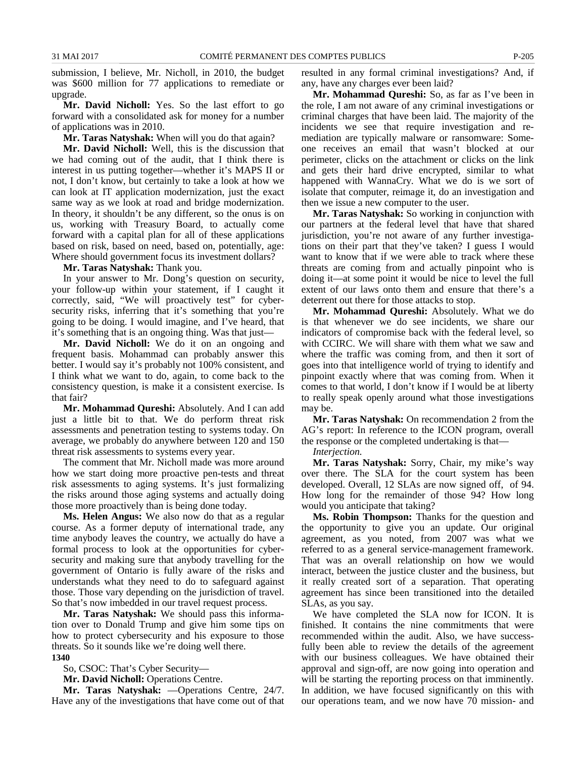submission, I believe, Mr. Nicholl, in 2010, the budget was $600 million for 77 applications to remediate or upgrade.

**Mr. David Nicholl:** Yes. So the last effort to go forward with a consolidated ask for money for a number of applications was in 2010.

**Mr. Taras Natyshak:** When will you do that again?

**Mr. David Nicholl:** Well, this is the discussion that we had coming out of the audit, that I think there is interest in us putting together—whether it's MAPS II or not, I don't know, but certainly to take a look at how we can look at IT application modernization, just the exact same way as we look at road and bridge modernization. In theory, it shouldn't be any different, so the onus is on us, working with Treasury Board, to actually come forward with a capital plan for all of these applications based on risk, based on need, based on, potentially, age: Where should government focus its investment dollars?

**Mr. Taras Natyshak:** Thank you.

In your answer to Mr. Dong's question on security, your follow-up within your statement, if I caught it correctly, said, "We will proactively test" for cybersecurity risks, inferring that it's something that you're going to be doing. I would imagine, and I've heard, that it's something that is an ongoing thing. Was that just—

**Mr. David Nicholl:** We do it on an ongoing and frequent basis. Mohammad can probably answer this better. I would say it's probably not 100% consistent, and I think what we want to do, again, to come back to the consistency question, is make it a consistent exercise. Is that fair?

**Mr. Mohammad Qureshi:** Absolutely. And I can add just a little bit to that. We do perform threat risk assessments and penetration testing to systems today. On average, we probably do anywhere between 120 and 150 threat risk assessments to systems every year.

The comment that Mr. Nicholl made was more around how we start doing more proactive pen-tests and threat risk assessments to aging systems. It's just formalizing the risks around those aging systems and actually doing those more proactively than is being done today.

**Ms. Helen Angus:** We also now do that as a regular course. As a former deputy of international trade, any time anybody leaves the country, we actually do have a formal process to look at the opportunities for cybersecurity and making sure that anybody travelling for the government of Ontario is fully aware of the risks and understands what they need to do to safeguard against those. Those vary depending on the jurisdiction of travel. So that's now imbedded in our travel request process.

**Mr. Taras Natyshak:** We should pass this information over to Donald Trump and give him some tips on how to protect cybersecurity and his exposure to those threats. So it sounds like we're doing well there.

**1340**

So, CSOC: That's Cyber Security—

**Mr. David Nicholl:** Operations Centre.

**Mr. Taras Natyshak:** —Operations Centre, 24/7. Have any of the investigations that have come out of that resulted in any formal criminal investigations? And, if any, have any charges ever been laid?

**Mr. Mohammad Qureshi:** So, as far as I've been in the role, I am not aware of any criminal investigations or criminal charges that have been laid. The majority of the incidents we see that require investigation and remediation are typically malware or ransomware: Someone receives an email that wasn't blocked at our perimeter, clicks on the attachment or clicks on the link and gets their hard drive encrypted, similar to what happened with WannaCry. What we do is we sort of isolate that computer, reimage it, do an investigation and then we issue a new computer to the user.

**Mr. Taras Natyshak:** So working in conjunction with our partners at the federal level that have that shared jurisdiction, you're not aware of any further investigations on their part that they've taken? I guess I would want to know that if we were able to track where these threats are coming from and actually pinpoint who is doing it—at some point it would be nice to level the full extent of our laws onto them and ensure that there's a deterrent out there for those attacks to stop.

**Mr. Mohammad Qureshi:** Absolutely. What we do is that whenever we do see incidents, we share our indicators of compromise back with the federal level, so with CCIRC. We will share with them what we saw and where the traffic was coming from, and then it sort of goes into that intelligence world of trying to identify and pinpoint exactly where that was coming from. When it comes to that world, I don't know if I would be at liberty to really speak openly around what those investigations may be.

**Mr. Taras Natyshak:** On recommendation 2 from the AG's report: In reference to the ICON program, overall the response or the completed undertaking is that—

*Interjection.*

**Mr. Taras Natyshak:** Sorry, Chair, my mike's way over there. The SLA for the court system has been developed. Overall, 12 SLAs are now signed off, of 94. How long for the remainder of those 94? How long would you anticipate that taking?

**Ms. Robin Thompson:** Thanks for the question and the opportunity to give you an update. Our original agreement, as you noted, from 2007 was what we referred to as a general service-management framework. That was an overall relationship on how we would interact, between the justice cluster and the business, but it really created sort of a separation. That operating agreement has since been transitioned into the detailed SLAs, as you say.

We have completed the SLA now for ICON. It is finished. It contains the nine commitments that were recommended within the audit. Also, we have successfully been able to review the details of the agreement with our business colleagues. We have obtained their approval and sign-off, are now going into operation and will be starting the reporting process on that imminently. In addition, we have focused significantly on this with our operations team, and we now have 70 mission- and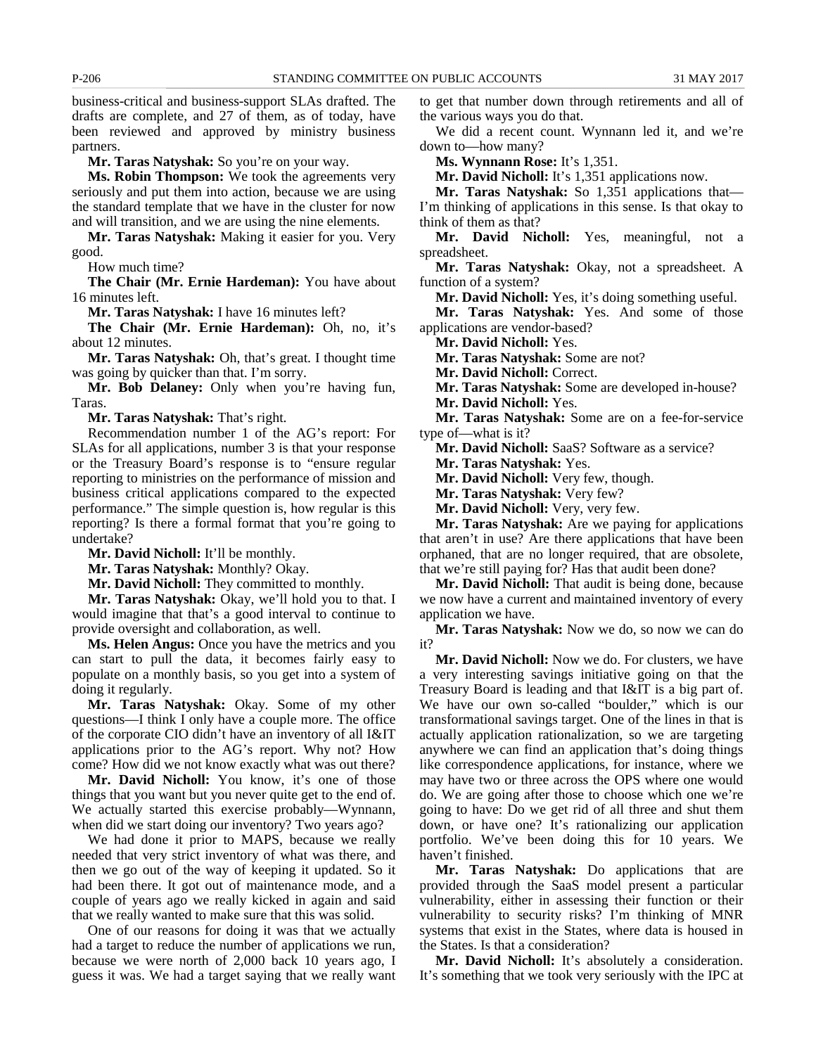business-critical and business-support SLAs drafted. The drafts are complete, and 27 of them, as of today, have been reviewed and approved by ministry business partners.

**Mr. Taras Natyshak:** So you're on your way.

**Ms. Robin Thompson:** We took the agreements very seriously and put them into action, because we are using the standard template that we have in the cluster for now and will transition, and we are using the nine elements.

**Mr. Taras Natyshak:** Making it easier for you. Very good.

How much time?

**The Chair (Mr. Ernie Hardeman):** You have about 16 minutes left.

**Mr. Taras Natyshak:** I have 16 minutes left?

**The Chair (Mr. Ernie Hardeman):** Oh, no, it's about 12 minutes.

**Mr. Taras Natyshak:** Oh, that's great. I thought time was going by quicker than that. I'm sorry.

**Mr. Bob Delaney:** Only when you're having fun, Taras.

**Mr. Taras Natyshak:** That's right.

Recommendation number 1 of the AG's report: For SLAs for all applications, number 3 is that your response or the Treasury Board's response is to "ensure regular reporting to ministries on the performance of mission and business critical applications compared to the expected performance." The simple question is, how regular is this reporting? Is there a formal format that you're going to undertake?

**Mr. David Nicholl:** It'll be monthly.

**Mr. Taras Natyshak:** Monthly? Okay.

**Mr. David Nicholl:** They committed to monthly.

**Mr. Taras Natyshak:** Okay, we'll hold you to that. I would imagine that that's a good interval to continue to provide oversight and collaboration, as well.

**Ms. Helen Angus:** Once you have the metrics and you can start to pull the data, it becomes fairly easy to populate on a monthly basis, so you get into a system of doing it regularly.

**Mr. Taras Natyshak:** Okay. Some of my other questions—I think I only have a couple more. The office of the corporate CIO didn't have an inventory of all I&IT applications prior to the AG's report. Why not? How come? How did we not know exactly what was out there?

**Mr. David Nicholl:** You know, it's one of those things that you want but you never quite get to the end of. We actually started this exercise probably—Wynnann, when did we start doing our inventory? Two years ago?

We had done it prior to MAPS, because we really needed that very strict inventory of what was there, and then we go out of the way of keeping it updated. So it had been there. It got out of maintenance mode, and a couple of years ago we really kicked in again and said that we really wanted to make sure that this was solid.

One of our reasons for doing it was that we actually had a target to reduce the number of applications we run, because we were north of 2,000 back 10 years ago, I guess it was. We had a target saying that we really want to get that number down through retirements and all of the various ways you do that.

We did a recent count. Wynnann led it, and we're down to—how many?

**Ms. Wynnann Rose:** It's 1,351.

**Mr. David Nicholl:** It's 1,351 applications now.

**Mr. Taras Natyshak:** So 1,351 applications that—I'm thinking of applications in this sense. Is that okay to think of them as that?

**Mr. David Nicholl:** Yes, meaningful, not a spreadsheet.

**Mr. Taras Natyshak:** Okay, not a spreadsheet. A function of a system?

**Mr. David Nicholl:** Yes, it's doing something useful.

**Mr. Taras Natyshak:** Yes. And some of those applications are vendor-based?

**Mr. David Nicholl:** Yes.

**Mr. Taras Natyshak:** Some are not?

**Mr. David Nicholl:** Correct.

**Mr. Taras Natyshak:** Some are developed in-house?

**Mr. David Nicholl:** Yes.

**Mr. Taras Natyshak:** Some are on a fee-for-service type of—what is it?

**Mr. David Nicholl:** SaaS? Software as a service?

**Mr. Taras Natyshak:** Yes.

**Mr. David Nicholl:** Very few, though.

**Mr. Taras Natyshak:** Very few?

**Mr. David Nicholl:** Very, very few.

**Mr. Taras Natyshak:** Are we paying for applications that aren't in use? Are there applications that have been orphaned, that are no longer required, that are obsolete, that we're still paying for? Has that audit been done?

**Mr. David Nicholl:** That audit is being done, because we now have a current and maintained inventory of every application we have.

**Mr. Taras Natyshak:** Now we do, so now we can do it?

**Mr. David Nicholl:** Now we do. For clusters, we have a very interesting savings initiative going on that the Treasury Board is leading and that I&IT is a big part of. We have our own so-called "boulder," which is our transformational savings target. One of the lines in that is actually application rationalization, so we are targeting anywhere we can find an application that's doing things like correspondence applications, for instance, where we may have two or three across the OPS where one would do. We are going after those to choose which one we're going to have: Do we get rid of all three and shut them down, or have one? It's rationalizing our application portfolio. We've been doing this for 10 years. We haven't finished.

**Mr. Taras Natyshak:** Do applications that are provided through the SaaS model present a particular vulnerability, either in assessing their function or their vulnerability to security risks? I'm thinking of MNR systems that exist in the States, where data is housed in the States. Is that a consideration?

**Mr. David Nicholl:** It's absolutely a consideration. It's something that we took very seriously with the IPC at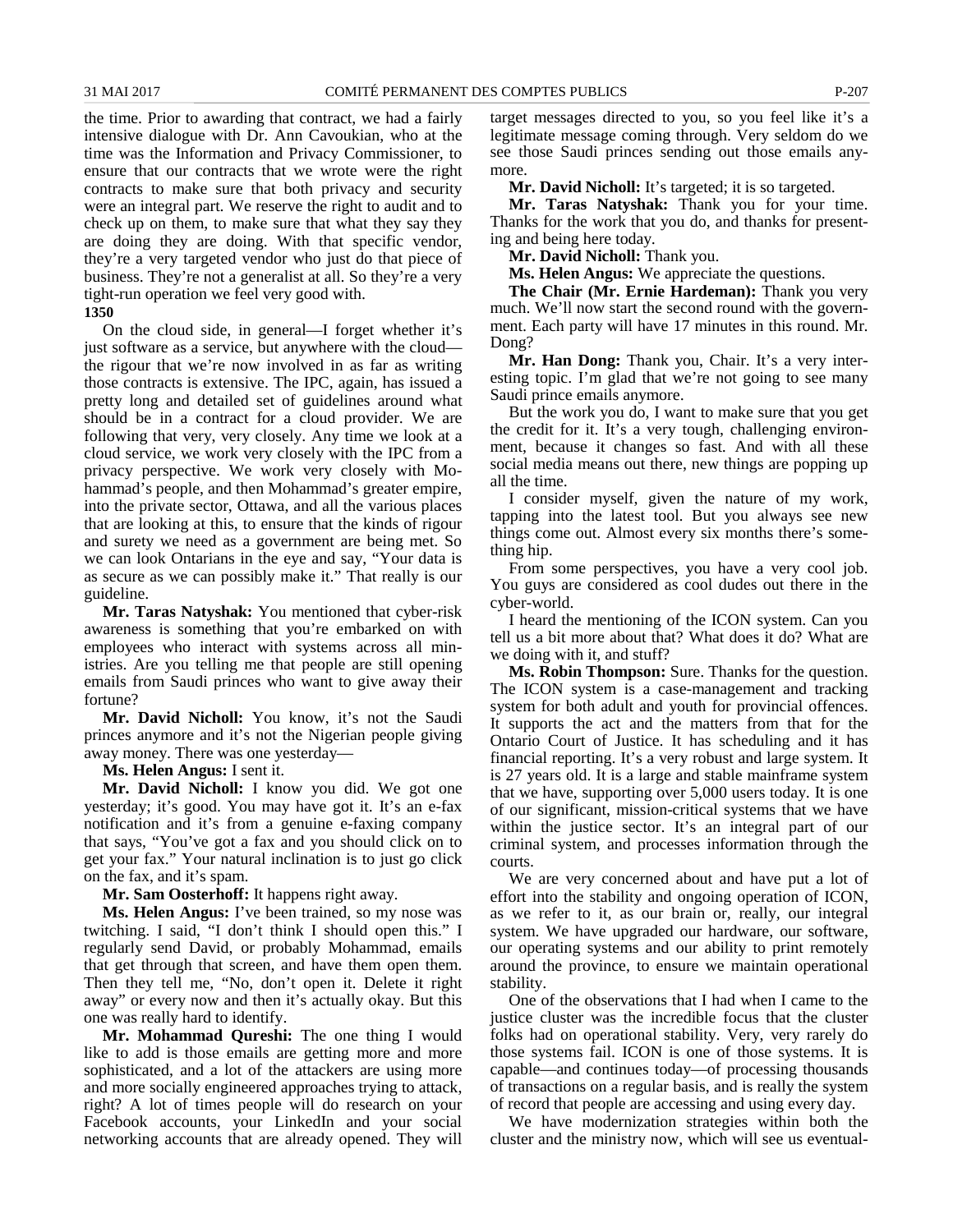the time. Prior to awarding that contract, we had a fairly intensive dialogue with Dr. Ann Cavoukian, who at the time was the Information and Privacy Commissioner, to ensure that our contracts that we wrote were the right contracts to make sure that both privacy and security were an integral part. We reserve the right to audit and to check up on them, to make sure that what they say they are doing they are doing. With that specific vendor, they're a very targeted vendor who just do that piece of business. They're not a generalist at all. So they're a very tight-run operation we feel very good with.

**1350**

On the cloud side, in general—I forget whether it's just software as a service, but anywhere with the cloud—the rigour that we're now involved in as far as writing those contracts is extensive. The IPC, again, has issued a pretty long and detailed set of guidelines around what should be in a contract for a cloud provider. We are following that very, very closely. Any time we look at a cloud service, we work very closely with the IPC from a privacy perspective. We work very closely with Mohammad's people, and then Mohammad's greater empire, into the private sector, Ottawa, and all the various places that are looking at this, to ensure that the kinds of rigour and surety we need as a government are being met. So we can look Ontarians in the eye and say, "Your data is as secure as we can possibly make it." That really is our guideline.

**Mr. Taras Natyshak:** You mentioned that cyber-risk awareness is something that you're embarked on with employees who interact with systems across all ministries. Are you telling me that people are still opening emails from Saudi princes who want to give away their fortune?

**Mr. David Nicholl:** You know, it's not the Saudi princes anymore and it's not the Nigerian people giving away money. There was one yesterday—

**Ms. Helen Angus:** I sent it.

**Mr. David Nicholl:** I know you did. We got one yesterday; it's good. You may have got it. It's an e-fax notification and it's from a genuine e-faxing company that says, "You've got a fax and you should click on to get your fax." Your natural inclination is to just go click on the fax, and it's spam.

**Mr. Sam Oosterhoff:** It happens right away.

**Ms. Helen Angus:** I've been trained, so my nose was twitching. I said, "I don't think I should open this." I regularly send David, or probably Mohammad, emails that get through that screen, and have them open them. Then they tell me, "No, don't open it. Delete it right away" or every now and then it's actually okay. But this one was really hard to identify.

**Mr. Mohammad Qureshi:** The one thing I would like to add is those emails are getting more and more sophisticated, and a lot of the attackers are using more and more socially engineered approaches trying to attack, right? A lot of times people will do research on your Facebook accounts, your LinkedIn and your social networking accounts that are already opened. They will target messages directed to you, so you feel like it's a legitimate message coming through. Very seldom do we see those Saudi princes sending out those emails anymore.

**Mr. David Nicholl:** It's targeted; it is so targeted.

**Mr. Taras Natyshak:** Thank you for your time. Thanks for the work that you do, and thanks for presenting and being here today.

**Mr. David Nicholl:** Thank you.

**Ms. Helen Angus:** We appreciate the questions.

**The Chair (Mr. Ernie Hardeman):** Thank you very much. We'll now start the second round with the government. Each party will have 17 minutes in this round. Mr. Dong?

**Mr. Han Dong:** Thank you, Chair. It's a very interesting topic. I'm glad that we're not going to see many Saudi prince emails anymore.

But the work you do, I want to make sure that you get the credit for it. It's a very tough, challenging environment, because it changes so fast. And with all these social media means out there, new things are popping up all the time.

I consider myself, given the nature of my work, tapping into the latest tool. But you always see new things come out. Almost every six months there's something hip.

From some perspectives, you have a very cool job. You guys are considered as cool dudes out there in the cyber-world.

I heard the mentioning of the ICON system. Can you tell us a bit more about that? What does it do? What are we doing with it, and stuff?

**Ms. Robin Thompson:** Sure. Thanks for the question. The ICON system is a case-management and tracking system for both adult and youth for provincial offences. It supports the act and the matters from that for the Ontario Court of Justice. It has scheduling and it has financial reporting. It's a very robust and large system. It is 27 years old. It is a large and stable mainframe system that we have, supporting over 5,000 users today. It is one of our significant, mission-critical systems that we have within the justice sector. It's an integral part of our criminal system, and processes information through the courts.

We are very concerned about and have put a lot of effort into the stability and ongoing operation of ICON, as we refer to it, as our brain or, really, our integral system. We have upgraded our hardware, our software, our operating systems and our ability to print remotely around the province, to ensure we maintain operational stability.

One of the observations that I had when I came to the justice cluster was the incredible focus that the cluster folks had on operational stability. Very, very rarely do those systems fail. ICON is one of those systems. It is capable—and continues today—of processing thousands of transactions on a regular basis, and is really the system of record that people are accessing and using every day.

We have modernization strategies within both the cluster and the ministry now, which will see us eventual-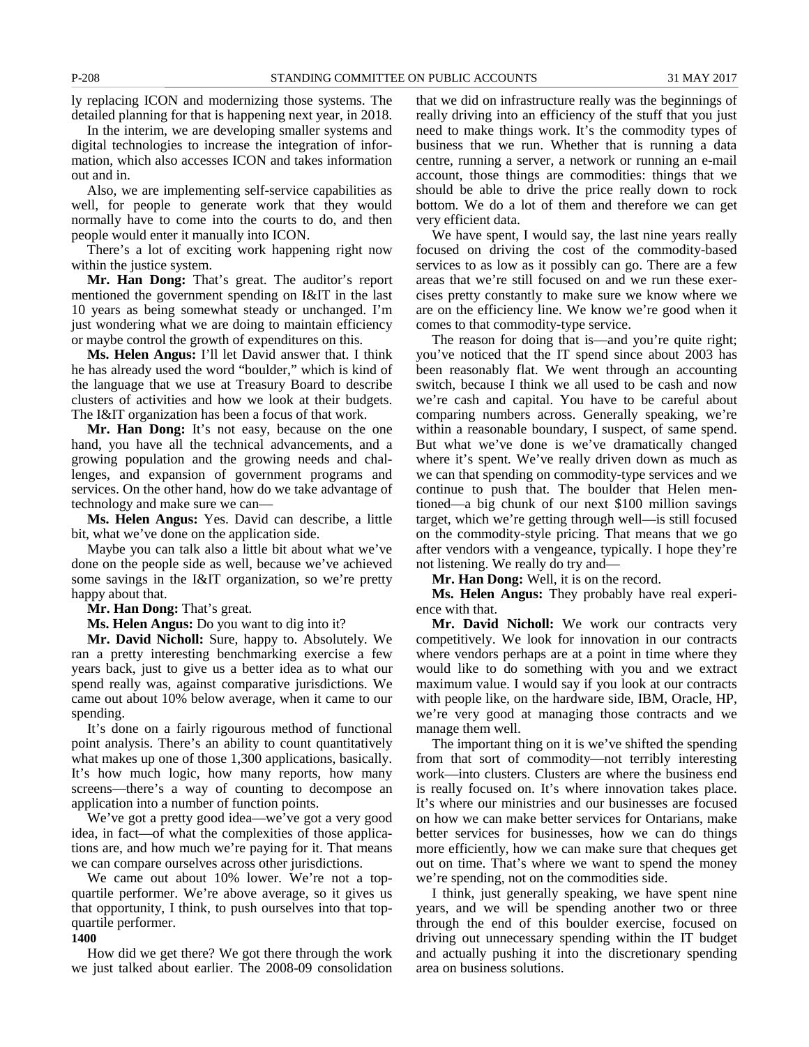ly replacing ICON and modernizing those systems. The detailed planning for that is happening next year, in 2018.

In the interim, we are developing smaller systems and digital technologies to increase the integration of information, which also accesses ICON and takes information out and in.

Also, we are implementing self-service capabilities as well, for people to generate work that they would normally have to come into the courts to do, and then people would enter it manually into ICON.

There's a lot of exciting work happening right now within the justice system.

**Mr. Han Dong:** That's great. The auditor's report mentioned the government spending on I&IT in the last 10 years as being somewhat steady or unchanged. I'm just wondering what we are doing to maintain efficiency or maybe control the growth of expenditures on this.

**Ms. Helen Angus:** I'll let David answer that. I think he has already used the word "boulder," which is kind of the language that we use at Treasury Board to describe clusters of activities and how we look at their budgets. The I&IT organization has been a focus of that work.

**Mr. Han Dong:** It's not easy, because on the one hand, you have all the technical advancements, and a growing population and the growing needs and challenges, and expansion of government programs and services. On the other hand, how do we take advantage of technology and make sure we can—

**Ms. Helen Angus:** Yes. David can describe, a little bit, what we've done on the application side.

Maybe you can talk also a little bit about what we've done on the people side as well, because we've achieved some savings in the I&IT organization, so we're pretty happy about that.

**Mr. Han Dong:** That's great.

**Ms. Helen Angus:** Do you want to dig into it?

**Mr. David Nicholl:** Sure, happy to. Absolutely. We ran a pretty interesting benchmarking exercise a few years back, just to give us a better idea as to what our spend really was, against comparative jurisdictions. We came out about 10% below average, when it came to our spending.

It's done on a fairly rigourous method of functional point analysis. There's an ability to count quantitatively what makes up one of those 1,300 applications, basically. It's how much logic, how many reports, how many screens—there's a way of counting to decompose an application into a number of function points.

We've got a pretty good idea—we've got a very good idea, in fact—of what the complexities of those applications are, and how much we're paying for it. That means we can compare ourselves across other jurisdictions.

We came out about 10% lower. We're not a top-quartile performer. We're above average, so it gives us that opportunity, I think, to push ourselves into that top-quartile performer.

**1400**

How did we get there? We got there through the work we just talked about earlier. The 2008-09 consolidation that we did on infrastructure really was the beginnings of really driving into an efficiency of the stuff that you just need to make things work. It's the commodity types of business that we run. Whether that is running a data centre, running a server, a network or running an e-mail account, those things are commodities: things that we should be able to drive the price really down to rock bottom. We do a lot of them and therefore we can get very efficient data.

We have spent, I would say, the last nine years really focused on driving the cost of the commodity-based services to as low as it possibly can go. There are a few areas that we're still focused on and we run these exercises pretty constantly to make sure we know where we are on the efficiency line. We know we're good when it comes to that commodity-type service.

The reason for doing that is—and you're quite right; you've noticed that the IT spend since about 2003 has been reasonably flat. We went through an accounting switch, because I think we all used to be cash and now we're cash and capital. You have to be careful about comparing numbers across. Generally speaking, we're within a reasonable boundary, I suspect, of same spend. But what we've done is we've dramatically changed where it's spent. We've really driven down as much as we can that spending on commodity-type services and we continue to push that. The boulder that Helen mentioned—a big chunk of our next $100 million savings target, which we're getting through well—is still focused on the commodity-style pricing. That means that we go after vendors with a vengeance, typically. I hope they're not listening. We really do try and—

**Mr. Han Dong:** Well, it is on the record.

**Ms. Helen Angus:** They probably have real experience with that.

**Mr. David Nicholl:** We work our contracts very competitively. We look for innovation in our contracts where vendors perhaps are at a point in time where they would like to do something with you and we extract maximum value. I would say if you look at our contracts with people like, on the hardware side, IBM, Oracle, HP, we're very good at managing those contracts and we manage them well.

The important thing on it is we've shifted the spending from that sort of commodity—not terribly interesting work—into clusters. Clusters are where the business end is really focused on. It's where innovation takes place. It's where our ministries and our businesses are focused on how we can make better services for Ontarians, make better services for businesses, how we can do things more efficiently, how we can make sure that cheques get out on time. That's where we want to spend the money we're spending, not on the commodities side.

I think, just generally speaking, we have spent nine years, and we will be spending another two or three through the end of this boulder exercise, focused on driving out unnecessary spending within the IT budget and actually pushing it into the discretionary spending area on business solutions.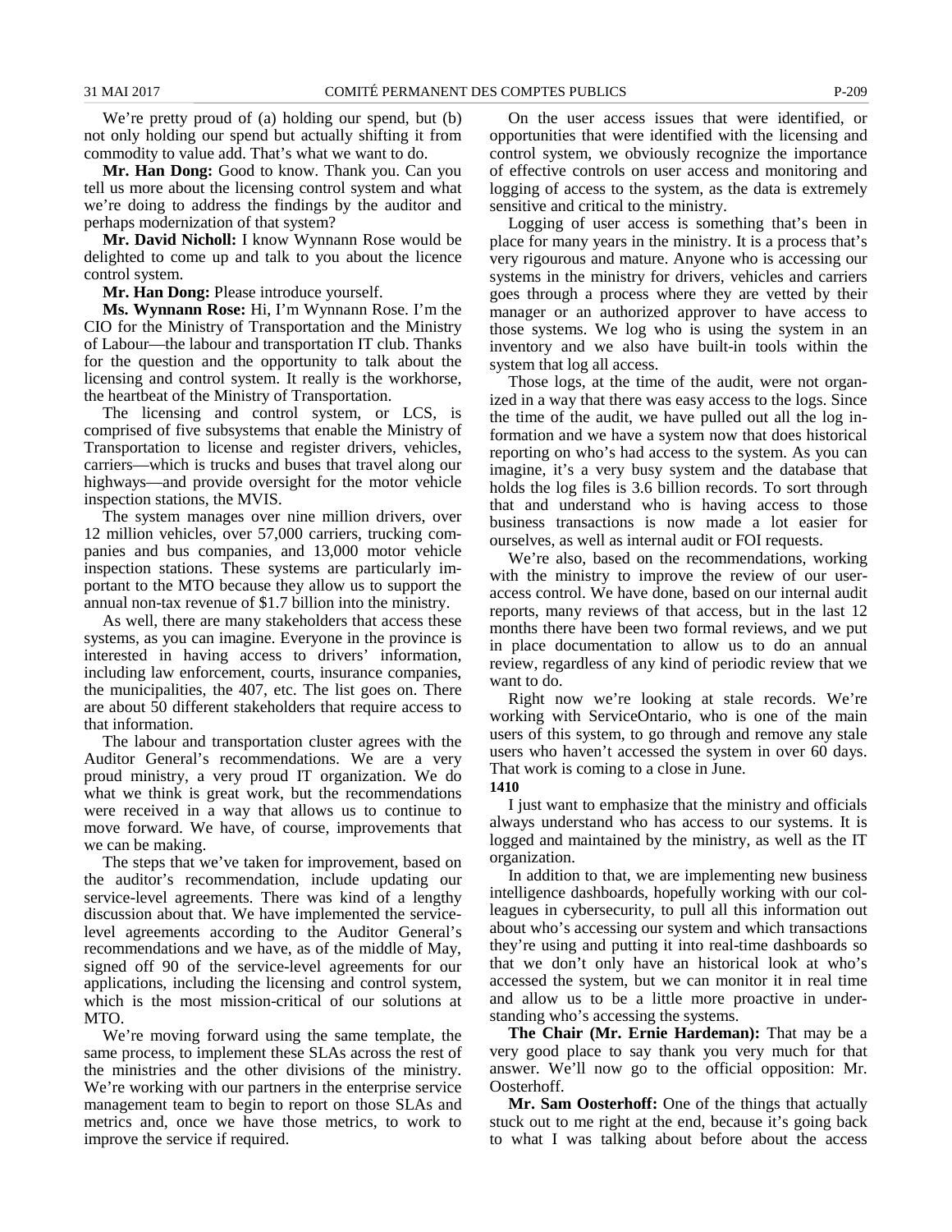We're pretty proud of (a) holding our spend, but (b) not only holding our spend but actually shifting it from commodity to value add. That's what we want to do.

**Mr. Han Dong:** Good to know. Thank you. Can you tell us more about the licensing control system and what we're doing to address the findings by the auditor and perhaps modernization of that system?

**Mr. David Nicholl:** I know Wynnann Rose would be delighted to come up and talk to you about the licence control system.

**Mr. Han Dong:** Please introduce yourself.

**Ms. Wynnann Rose:** Hi, I'm Wynnann Rose. I'm the CIO for the Ministry of Transportation and the Ministry of Labour—the labour and transportation IT club. Thanks for the question and the opportunity to talk about the licensing and control system. It really is the workhorse, the heartbeat of the Ministry of Transportation.

The licensing and control system, or LCS, is comprised of five subsystems that enable the Ministry of Transportation to license and register drivers, vehicles, carriers—which is trucks and buses that travel along our highways—and provide oversight for the motor vehicle inspection stations, the MVIS.

The system manages over nine million drivers, over 12 million vehicles, over 57,000 carriers, trucking companies and bus companies, and 13,000 motor vehicle inspection stations. These systems are particularly important to the MTO because they allow us to support the annual non-tax revenue of $1.7 billion into the ministry.

As well, there are many stakeholders that access these systems, as you can imagine. Everyone in the province is interested in having access to drivers' information, including law enforcement, courts, insurance companies, the municipalities, the 407, etc. The list goes on. There are about 50 different stakeholders that require access to that information.

The labour and transportation cluster agrees with the Auditor General's recommendations. We are a very proud ministry, a very proud IT organization. We do what we think is great work, but the recommendations were received in a way that allows us to continue to move forward. We have, of course, improvements that we can be making.

The steps that we've taken for improvement, based on the auditor's recommendation, include updating our service-level agreements. There was kind of a lengthy discussion about that. We have implemented the service-level agreements according to the Auditor General's recommendations and we have, as of the middle of May, signed off 90 of the service-level agreements for our applications, including the licensing and control system, which is the most mission-critical of our solutions at MTO.

We're moving forward using the same template, the same process, to implement these SLAs across the rest of the ministries and the other divisions of the ministry. We're working with our partners in the enterprise service management team to begin to report on those SLAs and metrics and, once we have those metrics, to work to improve the service if required.

On the user access issues that were identified, or opportunities that were identified with the licensing and control system, we obviously recognize the importance of effective controls on user access and monitoring and logging of access to the system, as the data is extremely sensitive and critical to the ministry.

Logging of user access is something that's been in place for many years in the ministry. It is a process that's very rigourous and mature. Anyone who is accessing our systems in the ministry for drivers, vehicles and carriers goes through a process where they are vetted by their manager or an authorized approver to have access to those systems. We log who is using the system in an inventory and we also have built-in tools within the system that log all access.

Those logs, at the time of the audit, were not organized in a way that there was easy access to the logs. Since the time of the audit, we have pulled out all the log information and we have a system now that does historical reporting on who's had access to the system. As you can imagine, it's a very busy system and the database that holds the log files is 3.6 billion records. To sort through that and understand who is having access to those business transactions is now made a lot easier for ourselves, as well as internal audit or FOI requests.

We're also, based on the recommendations, working with the ministry to improve the review of our user-access control. We have done, based on our internal audit reports, many reviews of that access, but in the last 12 months there have been two formal reviews, and we put in place documentation to allow us to do an annual review, regardless of any kind of periodic review that we want to do.

Right now we're looking at stale records. We're working with ServiceOntario, who is one of the main users of this system, to go through and remove any stale users who haven't accessed the system in over 60 days. That work is coming to a close in June.

**1410**

I just want to emphasize that the ministry and officials always understand who has access to our systems. It is logged and maintained by the ministry, as well as the IT organization.

In addition to that, we are implementing new business intelligence dashboards, hopefully working with our colleagues in cybersecurity, to pull all this information out about who's accessing our system and which transactions they're using and putting it into real-time dashboards so that we don't only have an historical look at who's accessed the system, but we can monitor it in real time and allow us to be a little more proactive in understanding who's accessing the systems.

**The Chair (Mr. Ernie Hardeman):** That may be a very good place to say thank you very much for that answer. We'll now go to the official opposition: Mr. Oosterhoff.

**Mr. Sam Oosterhoff:** One of the things that actually stuck out to me right at the end, because it's going back to what I was talking about before about the access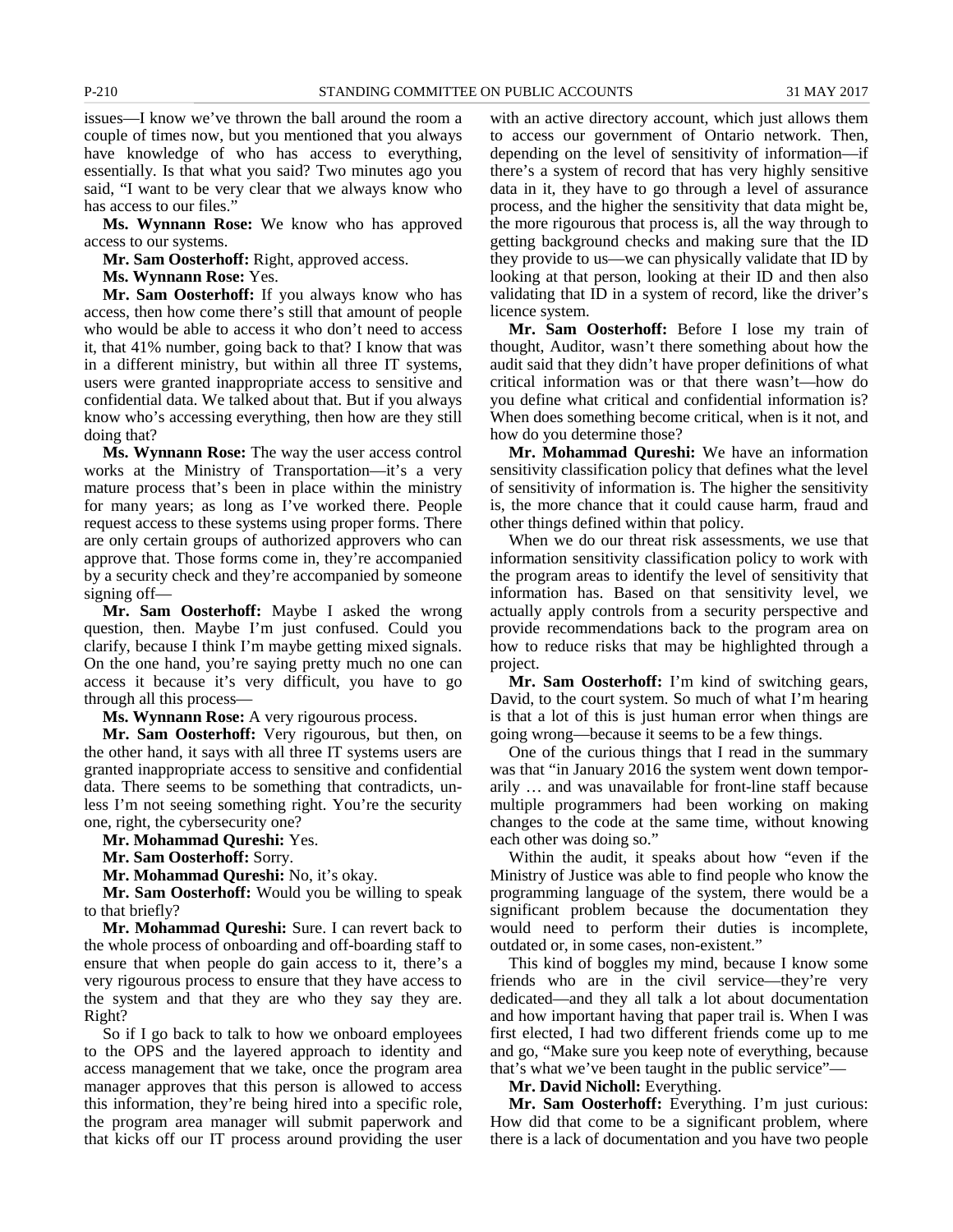issues—I know we've thrown the ball around the room a couple of times now, but you mentioned that you always have knowledge of who has access to everything, essentially. Is that what you said? Two minutes ago you said, "I want to be very clear that we always know who has access to our files."

**Ms. Wynnann Rose:** We know who has approved access to our systems.

**Mr. Sam Oosterhoff:** Right, approved access.

**Ms. Wynnann Rose:** Yes.

**Mr. Sam Oosterhoff:** If you always know who has access, then how come there's still that amount of people who would be able to access it who don't need to access it, that 41% number, going back to that? I know that was in a different ministry, but within all three IT systems, users were granted inappropriate access to sensitive and confidential data. We talked about that. But if you always know who's accessing everything, then how are they still doing that?

**Ms. Wynnann Rose:** The way the user access control works at the Ministry of Transportation—it's a very mature process that's been in place within the ministry for many years; as long as I've worked there. People request access to these systems using proper forms. There are only certain groups of authorized approvers who can approve that. Those forms come in, they're accompanied by a security check and they're accompanied by someone signing off—

**Mr. Sam Oosterhoff:** Maybe I asked the wrong question, then. Maybe I'm just confused. Could you clarify, because I think I'm maybe getting mixed signals. On the one hand, you're saying pretty much no one can access it because it's very difficult, you have to go through all this process—

**Ms. Wynnann Rose:** A very rigourous process.

**Mr. Sam Oosterhoff:** Very rigourous, but then, on the other hand, it says with all three IT systems users are granted inappropriate access to sensitive and confidential data. There seems to be something that contradicts, unless I'm not seeing something right. You're the security one, right, the cybersecurity one?

**Mr. Mohammad Qureshi:** Yes.

**Mr. Sam Oosterhoff:** Sorry.

**Mr. Mohammad Qureshi:** No, it's okay.

**Mr. Sam Oosterhoff:** Would you be willing to speak to that briefly?

**Mr. Mohammad Qureshi:** Sure. I can revert back to the whole process of onboarding and off-boarding staff to ensure that when people do gain access to it, there's a very rigourous process to ensure that they have access to the system and that they are who they say they are. Right?

So if I go back to talk to how we onboard employees to the OPS and the layered approach to identity and access management that we take, once the program area manager approves that this person is allowed to access this information, they're being hired into a specific role, the program area manager will submit paperwork and that kicks off our IT process around providing the user with an active directory account, which just allows them to access our government of Ontario network. Then, depending on the level of sensitivity of information—if there's a system of record that has very highly sensitive data in it, they have to go through a level of assurance process, and the higher the sensitivity that data might be, the more rigourous that process is, all the way through to getting background checks and making sure that the ID they provide to us—we can physically validate that ID by looking at that person, looking at their ID and then also validating that ID in a system of record, like the driver's licence system.

**Mr. Sam Oosterhoff:** Before I lose my train of thought, Auditor, wasn't there something about how the audit said that they didn't have proper definitions of what critical information was or that there wasn't—how do you define what critical and confidential information is? When does something become critical, when is it not, and how do you determine those?

**Mr. Mohammad Qureshi:** We have an information sensitivity classification policy that defines what the level of sensitivity of information is. The higher the sensitivity is, the more chance that it could cause harm, fraud and other things defined within that policy.

When we do our threat risk assessments, we use that information sensitivity classification policy to work with the program areas to identify the level of sensitivity that information has. Based on that sensitivity level, we actually apply controls from a security perspective and provide recommendations back to the program area on how to reduce risks that may be highlighted through a project.

**Mr. Sam Oosterhoff:** I'm kind of switching gears, David, to the court system. So much of what I'm hearing is that a lot of this is just human error when things are going wrong—because it seems to be a few things.

One of the curious things that I read in the summary was that "in January 2016 the system went down temporarily … and was unavailable for front-line staff because multiple programmers had been working on making changes to the code at the same time, without knowing each other was doing so."

Within the audit, it speaks about how "even if the Ministry of Justice was able to find people who know the programming language of the system, there would be a significant problem because the documentation they would need to perform their duties is incomplete, outdated or, in some cases, non-existent."

This kind of boggles my mind, because I know some friends who are in the civil service—they're very dedicated—and they all talk a lot about documentation and how important having that paper trail is. When I was first elected, I had two different friends come up to me and go, "Make sure you keep note of everything, because that's what we've been taught in the public service"—

**Mr. David Nicholl:** Everything.

**Mr. Sam Oosterhoff:** Everything. I'm just curious: How did that come to be a significant problem, where there is a lack of documentation and you have two people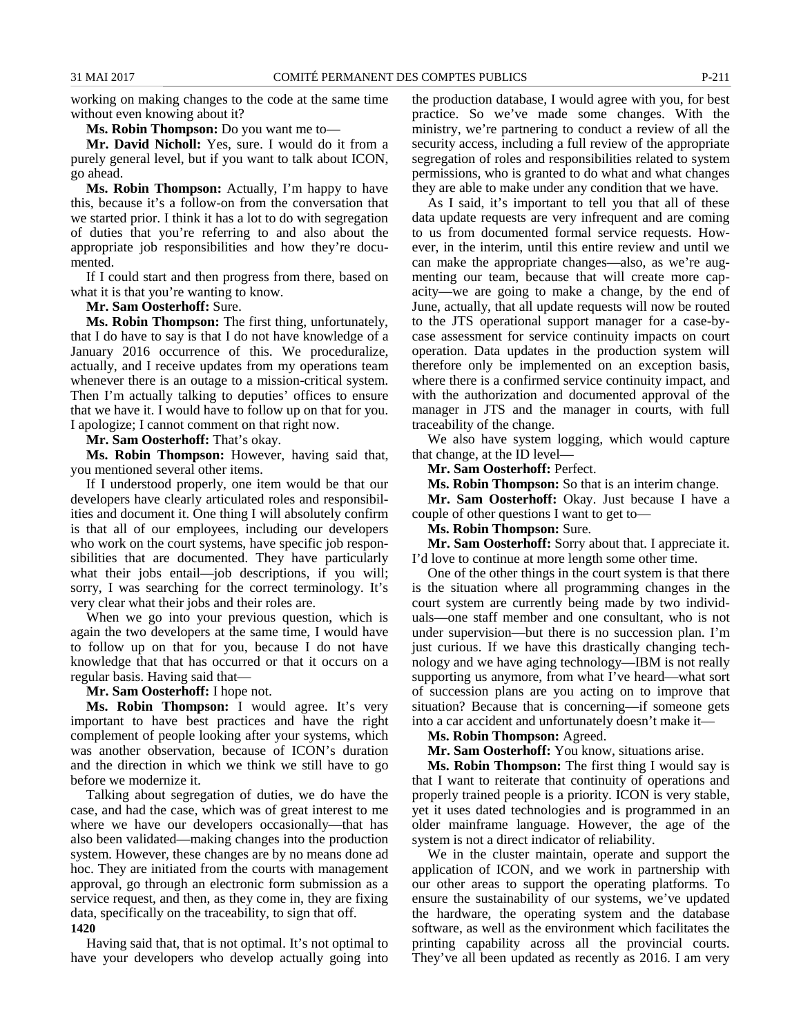working on making changes to the code at the same time without even knowing about it?

**Ms. Robin Thompson:** Do you want me to—

**Mr. David Nicholl:** Yes, sure. I would do it from a purely general level, but if you want to talk about ICON, go ahead.

**Ms. Robin Thompson:** Actually, I'm happy to have this, because it's a follow-on from the conversation that we started prior. I think it has a lot to do with segregation of duties that you're referring to and also about the appropriate job responsibilities and how they're documented.

If I could start and then progress from there, based on what it is that you're wanting to know.

**Mr. Sam Oosterhoff:** Sure.

**Ms. Robin Thompson:** The first thing, unfortunately, that I do have to say is that I do not have knowledge of a January 2016 occurrence of this. We proceduralize, actually, and I receive updates from my operations team whenever there is an outage to a mission-critical system. Then I'm actually talking to deputies' offices to ensure that we have it. I would have to follow up on that for you. I apologize; I cannot comment on that right now.

**Mr. Sam Oosterhoff:** That's okay.

**Ms. Robin Thompson:** However, having said that, you mentioned several other items.

If I understood properly, one item would be that our developers have clearly articulated roles and responsibilities and document it. One thing I will absolutely confirm is that all of our employees, including our developers who work on the court systems, have specific job responsibilities that are documented. They have particularly what their jobs entail—job descriptions, if you will; sorry, I was searching for the correct terminology. It's very clear what their jobs and their roles are.

When we go into your previous question, which is again the two developers at the same time, I would have to follow up on that for you, because I do not have knowledge that that has occurred or that it occurs on a regular basis. Having said that—

**Mr. Sam Oosterhoff:** I hope not.

**Ms. Robin Thompson:** I would agree. It's very important to have best practices and have the right complement of people looking after your systems, which was another observation, because of ICON's duration and the direction in which we think we still have to go before we modernize it.

Talking about segregation of duties, we do have the case, and had the case, which was of great interest to me where we have our developers occasionally—that has also been validated—making changes into the production system. However, these changes are by no means done ad hoc. They are initiated from the courts with management approval, go through an electronic form submission as a service request, and then, as they come in, they are fixing data, specifically on the traceability, to sign that off.

**1420**

Having said that, that is not optimal. It's not optimal to have your developers who develop actually going into the production database, I would agree with you, for best practice. So we've made some changes. With the ministry, we're partnering to conduct a review of all the security access, including a full review of the appropriate segregation of roles and responsibilities related to system permissions, who is granted to do what and what changes they are able to make under any condition that we have.

As I said, it's important to tell you that all of these data update requests are very infrequent and are coming to us from documented formal service requests. However, in the interim, until this entire review and until we can make the appropriate changes—also, as we're augmenting our team, because that will create more capacity—we are going to make a change, by the end of June, actually, that all update requests will now be routed to the JTS operational support manager for a case-by-case assessment for service continuity impacts on court operation. Data updates in the production system will therefore only be implemented on an exception basis, where there is a confirmed service continuity impact, and with the authorization and documented approval of the manager in JTS and the manager in courts, with full traceability of the change.

We also have system logging, which would capture that change, at the ID level—

**Mr. Sam Oosterhoff:** Perfect.

**Ms. Robin Thompson:** So that is an interim change.

**Mr. Sam Oosterhoff:** Okay. Just because I have a couple of other questions I want to get to—

**Ms. Robin Thompson:** Sure.

**Mr. Sam Oosterhoff:** Sorry about that. I appreciate it. I'd love to continue at more length some other time.

One of the other things in the court system is that there is the situation where all programming changes in the court system are currently being made by two individuals—one staff member and one consultant, who is not under supervision—but there is no succession plan. I'm just curious. If we have this drastically changing technology and we have aging technology—IBM is not really supporting us anymore, from what I've heard—what sort of succession plans are you acting on to improve that situation? Because that is concerning—if someone gets into a car accident and unfortunately doesn't make it—

**Ms. Robin Thompson:** Agreed.

**Mr. Sam Oosterhoff:** You know, situations arise.

**Ms. Robin Thompson:** The first thing I would say is that I want to reiterate that continuity of operations and properly trained people is a priority. ICON is very stable, yet it uses dated technologies and is programmed in an older mainframe language. However, the age of the system is not a direct indicator of reliability.

We in the cluster maintain, operate and support the application of ICON, and we work in partnership with our other areas to support the operating platforms. To ensure the sustainability of our systems, we've updated the hardware, the operating system and the database software, as well as the environment which facilitates the printing capability across all the provincial courts. They've all been updated as recently as 2016. I am very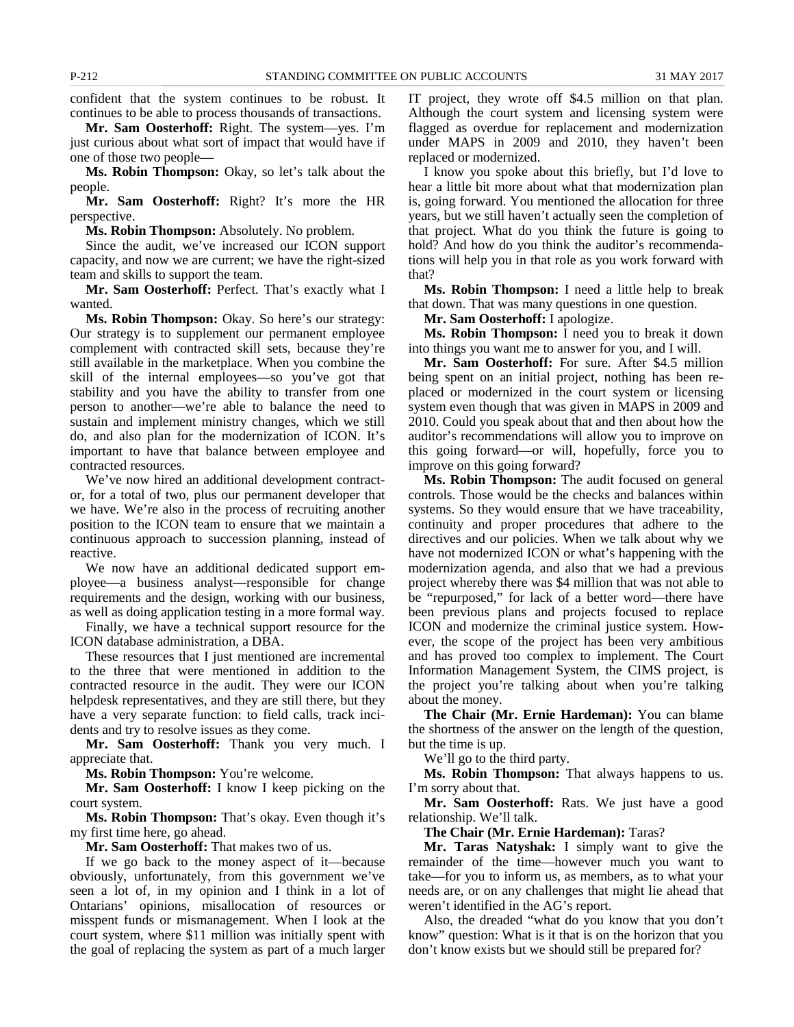confident that the system continues to be robust. It continues to be able to process thousands of transactions.

**Mr. Sam Oosterhoff:** Right. The system—yes. I'm just curious about what sort of impact that would have if one of those two people—

**Ms. Robin Thompson:** Okay, so let's talk about the people.

**Mr. Sam Oosterhoff:** Right? It's more the HR perspective.

**Ms. Robin Thompson:** Absolutely. No problem.

Since the audit, we've increased our ICON support capacity, and now we are current; we have the right-sized team and skills to support the team.

**Mr. Sam Oosterhoff:** Perfect. That's exactly what I wanted.

**Ms. Robin Thompson:** Okay. So here's our strategy: Our strategy is to supplement our permanent employee complement with contracted skill sets, because they're still available in the marketplace. When you combine the skill of the internal employees—so you've got that stability and you have the ability to transfer from one person to another—we're able to balance the need to sustain and implement ministry changes, which we still do, and also plan for the modernization of ICON. It's important to have that balance between employee and contracted resources.

We've now hired an additional development contractor, for a total of two, plus our permanent developer that we have. We're also in the process of recruiting another position to the ICON team to ensure that we maintain a continuous approach to succession planning, instead of reactive.

We now have an additional dedicated support employee—a business analyst—responsible for change requirements and the design, working with our business, as well as doing application testing in a more formal way.

Finally, we have a technical support resource for the ICON database administration, a DBA.

These resources that I just mentioned are incremental to the three that were mentioned in addition to the contracted resource in the audit. They were our ICON helpdesk representatives, and they are still there, but they have a very separate function: to field calls, track incidents and try to resolve issues as they come.

**Mr. Sam Oosterhoff:** Thank you very much. I appreciate that.

**Ms. Robin Thompson:** You're welcome.

**Mr. Sam Oosterhoff:** I know I keep picking on the court system.

**Ms. Robin Thompson:** That's okay. Even though it's my first time here, go ahead.

**Mr. Sam Oosterhoff:** That makes two of us.

If we go back to the money aspect of it—because obviously, unfortunately, from this government we've seen a lot of, in my opinion and I think in a lot of Ontarians' opinions, misallocation of resources or misspent funds or mismanagement. When I look at the court system, where $11 million was initially spent with the goal of replacing the system as part of a much larger IT project, they wrote off $4.5 million on that plan. Although the court system and licensing system were flagged as overdue for replacement and modernization under MAPS in 2009 and 2010, they haven't been replaced or modernized.

I know you spoke about this briefly, but I'd love to hear a little bit more about what that modernization plan is, going forward. You mentioned the allocation for three years, but we still haven't actually seen the completion of that project. What do you think the future is going to hold? And how do you think the auditor's recommendations will help you in that role as you work forward with that?

**Ms. Robin Thompson:** I need a little help to break that down. That was many questions in one question.

**Mr. Sam Oosterhoff:** I apologize.

**Ms. Robin Thompson:** I need you to break it down into things you want me to answer for you, and I will.

**Mr. Sam Oosterhoff:** For sure. After $4.5 million being spent on an initial project, nothing has been replaced or modernized in the court system or licensing system even though that was given in MAPS in 2009 and 2010. Could you speak about that and then about how the auditor's recommendations will allow you to improve on this going forward—or will, hopefully, force you to improve on this going forward?

**Ms. Robin Thompson:** The audit focused on general controls. Those would be the checks and balances within systems. So they would ensure that we have traceability, continuity and proper procedures that adhere to the directives and our policies. When we talk about why we have not modernized ICON or what's happening with the modernization agenda, and also that we had a previous project whereby there was $4 million that was not able to be "repurposed," for lack of a better word—there have been previous plans and projects focused to replace ICON and modernize the criminal justice system. However, the scope of the project has been very ambitious and has proved too complex to implement. The Court Information Management System, the CIMS project, is the project you're talking about when you're talking about the money.

**The Chair (Mr. Ernie Hardeman):** You can blame the shortness of the answer on the length of the question, but the time is up.

We'll go to the third party.

**Ms. Robin Thompson:** That always happens to us. I'm sorry about that.

**Mr. Sam Oosterhoff:** Rats. We just have a good relationship. We'll talk.

**The Chair (Mr. Ernie Hardeman):** Taras?

**Mr. Taras Natyshak:** I simply want to give the remainder of the time—however much you want to take—for you to inform us, as members, as to what your needs are, or on any challenges that might lie ahead that weren't identified in the AG's report.

Also, the dreaded "what do you know that you don't know" question: What is it that is on the horizon that you don't know exists but we should still be prepared for?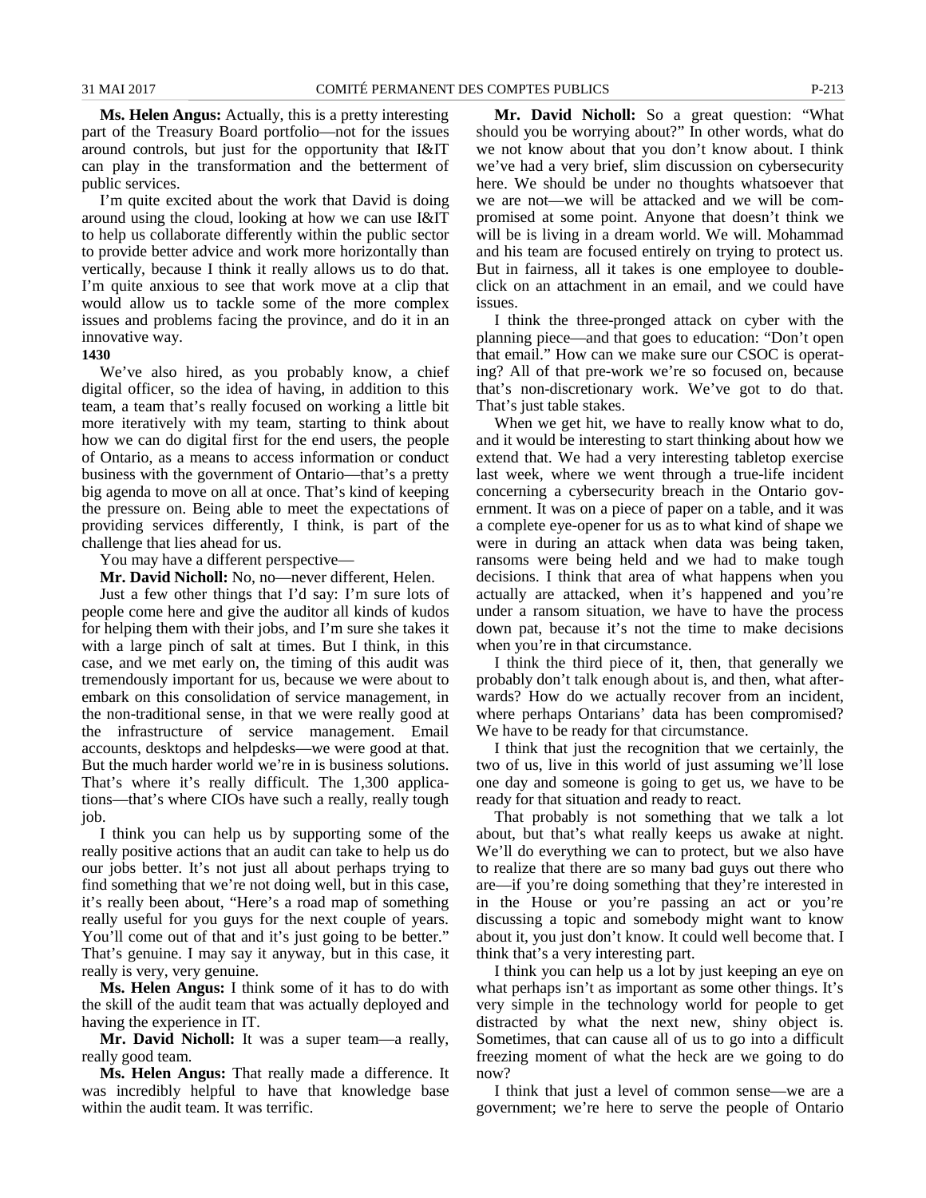**Ms. Helen Angus:** Actually, this is a pretty interesting part of the Treasury Board portfolio—not for the issues around controls, but just for the opportunity that I&IT can play in the transformation and the betterment of public services.

I'm quite excited about the work that David is doing around using the cloud, looking at how we can use I&IT to help us collaborate differently within the public sector to provide better advice and work more horizontally than vertically, because I think it really allows us to do that. I'm quite anxious to see that work move at a clip that would allow us to tackle some of the more complex issues and problems facing the province, and do it in an innovative way.

**1430**

We've also hired, as you probably know, a chief digital officer, so the idea of having, in addition to this team, a team that's really focused on working a little bit more iteratively with my team, starting to think about how we can do digital first for the end users, the people of Ontario, as a means to access information or conduct business with the government of Ontario—that's a pretty big agenda to move on all at once. That's kind of keeping the pressure on. Being able to meet the expectations of providing services differently, I think, is part of the challenge that lies ahead for us.

You may have a different perspective—

**Mr. David Nicholl:** No, no—never different, Helen.

Just a few other things that I'd say: I'm sure lots of people come here and give the auditor all kinds of kudos for helping them with their jobs, and I'm sure she takes it with a large pinch of salt at times. But I think, in this case, and we met early on, the timing of this audit was tremendously important for us, because we were about to embark on this consolidation of service management, in the non-traditional sense, in that we were really good at the infrastructure of service management. Email accounts, desktops and helpdesks—we were good at that. But the much harder world we're in is business solutions. That's where it's really difficult. The 1,300 applications—that's where CIOs have such a really, really tough job.

I think you can help us by supporting some of the really positive actions that an audit can take to help us do our jobs better. It's not just all about perhaps trying to find something that we're not doing well, but in this case, it's really been about, "Here's a road map of something really useful for you guys for the next couple of years. You'll come out of that and it's just going to be better." That's genuine. I may say it anyway, but in this case, it really is very, very genuine.

**Ms. Helen Angus:** I think some of it has to do with the skill of the audit team that was actually deployed and having the experience in IT.

**Mr. David Nicholl:** It was a super team—a really, really good team.

**Ms. Helen Angus:** That really made a difference. It was incredibly helpful to have that knowledge base within the audit team. It was terrific.

**Mr. David Nicholl:** So a great question: "What should you be worrying about?" In other words, what do we not know about that you don't know about. I think we've had a very brief, slim discussion on cybersecurity here. We should be under no thoughts whatsoever that we are not—we will be attacked and we will be compromised at some point. Anyone that doesn't think we will be is living in a dream world. We will. Mohammad and his team are focused entirely on trying to protect us. But in fairness, all it takes is one employee to double-click on an attachment in an email, and we could have issues.

I think the three-pronged attack on cyber with the planning piece—and that goes to education: "Don't open that email." How can we make sure our CSOC is operating? All of that pre-work we're so focused on, because that's non-discretionary work. We've got to do that. That's just table stakes.

When we get hit, we have to really know what to do, and it would be interesting to start thinking about how we extend that. We had a very interesting tabletop exercise last week, where we went through a true-life incident concerning a cybersecurity breach in the Ontario government. It was on a piece of paper on a table, and it was a complete eye-opener for us as to what kind of shape we were in during an attack when data was being taken, ransoms were being held and we had to make tough decisions. I think that area of what happens when you actually are attacked, when it's happened and you're under a ransom situation, we have to have the process down pat, because it's not the time to make decisions when you're in that circumstance.

I think the third piece of it, then, that generally we probably don't talk enough about is, and then, what afterwards? How do we actually recover from an incident, where perhaps Ontarians' data has been compromised? We have to be ready for that circumstance.

I think that just the recognition that we certainly, the two of us, live in this world of just assuming we'll lose one day and someone is going to get us, we have to be ready for that situation and ready to react.

That probably is not something that we talk a lot about, but that's what really keeps us awake at night. We'll do everything we can to protect, but we also have to realize that there are so many bad guys out there who are—if you're doing something that they're interested in in the House or you're passing an act or you're discussing a topic and somebody might want to know about it, you just don't know. It could well become that. I think that's a very interesting part.

I think you can help us a lot by just keeping an eye on what perhaps isn't as important as some other things. It's very simple in the technology world for people to get distracted by what the next new, shiny object is. Sometimes, that can cause all of us to go into a difficult freezing moment of what the heck are we going to do now?

I think that just a level of common sense—we are a government; we're here to serve the people of Ontario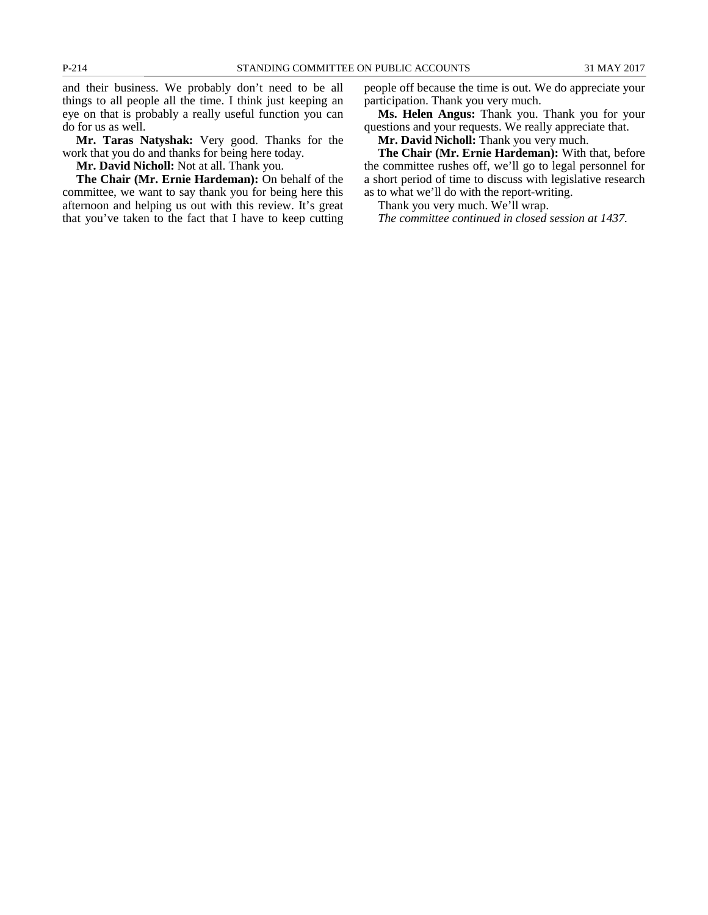and their business. We probably don't need to be all things to all people all the time. I think just keeping an eye on that is probably a really useful function you can do for us as well.

**Mr. Taras Natyshak:** Very good. Thanks for the work that you do and thanks for being here today.

**Mr. David Nicholl:** Not at all. Thank you.

**The Chair (Mr. Ernie Hardeman):** On behalf of the committee, we want to say thank you for being here this afternoon and helping us out with this review. It's great that you've taken to the fact that I have to keep cutting people off because the time is out. We do appreciate your participation. Thank you very much.

**Ms. Helen Angus:** Thank you. Thank you for your questions and your requests. We really appreciate that.

**Mr. David Nicholl:** Thank you very much.

**The Chair (Mr. Ernie Hardeman):** With that, before the committee rushes off, we'll go to legal personnel for a short period of time to discuss with legislative research as to what we'll do with the report-writing.

Thank you very much. We'll wrap.

*The committee continued in closed session at 1437.*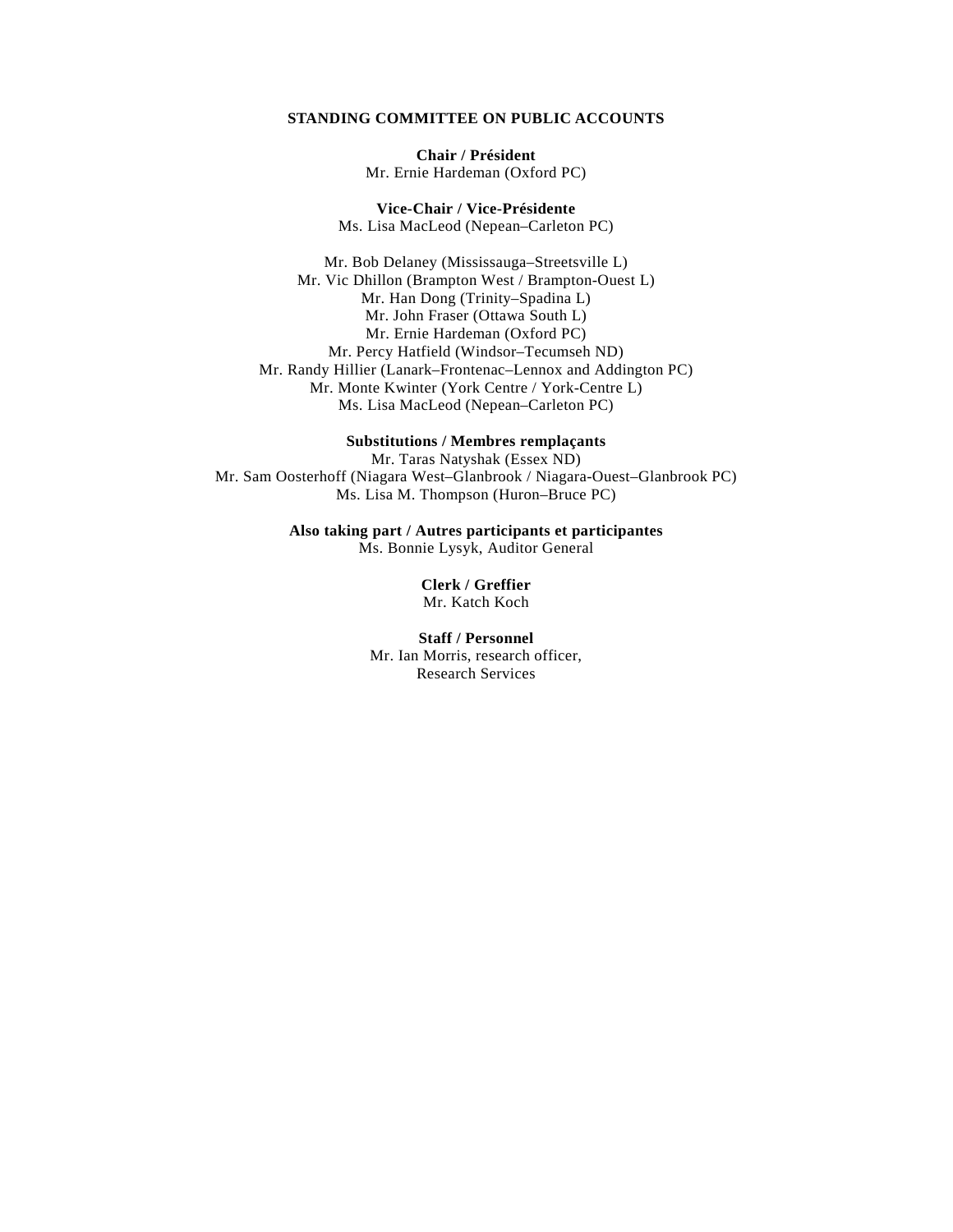**STANDING COMMITTEE ON PUBLIC ACCOUNTS**

**Chair / Président**
Mr. Ernie Hardeman (Oxford PC)

**Vice-Chair / Vice-Présidente**
Ms. Lisa MacLeod (Nepean–Carleton PC)

Mr. Bob Delaney (Mississauga–Streetsville L)
Mr. Vic Dhillon (Brampton West / Brampton-Ouest L)
Mr. Han Dong (Trinity–Spadina L)
Mr. John Fraser (Ottawa South L)
Mr. Ernie Hardeman (Oxford PC)
Mr. Percy Hatfield (Windsor–Tecumseh ND)
Mr. Randy Hillier (Lanark–Frontenac–Lennox and Addington PC)
Mr. Monte Kwinter (York Centre / York-Centre L)
Ms. Lisa MacLeod (Nepean–Carleton PC)

**Substitutions / Membres remplaçants**
Mr. Taras Natyshak (Essex ND)
Mr. Sam Oosterhoff (Niagara West–Glanbrook / Niagara-Ouest–Glanbrook PC)
Ms. Lisa M. Thompson (Huron–Bruce PC)

**Also taking part / Autres participants et participantes**
Ms. Bonnie Lysyk, Auditor General

**Clerk / Greffier**
Mr. Katch Koch

**Staff / Personnel**
Mr. Ian Morris, research officer,
Research Services